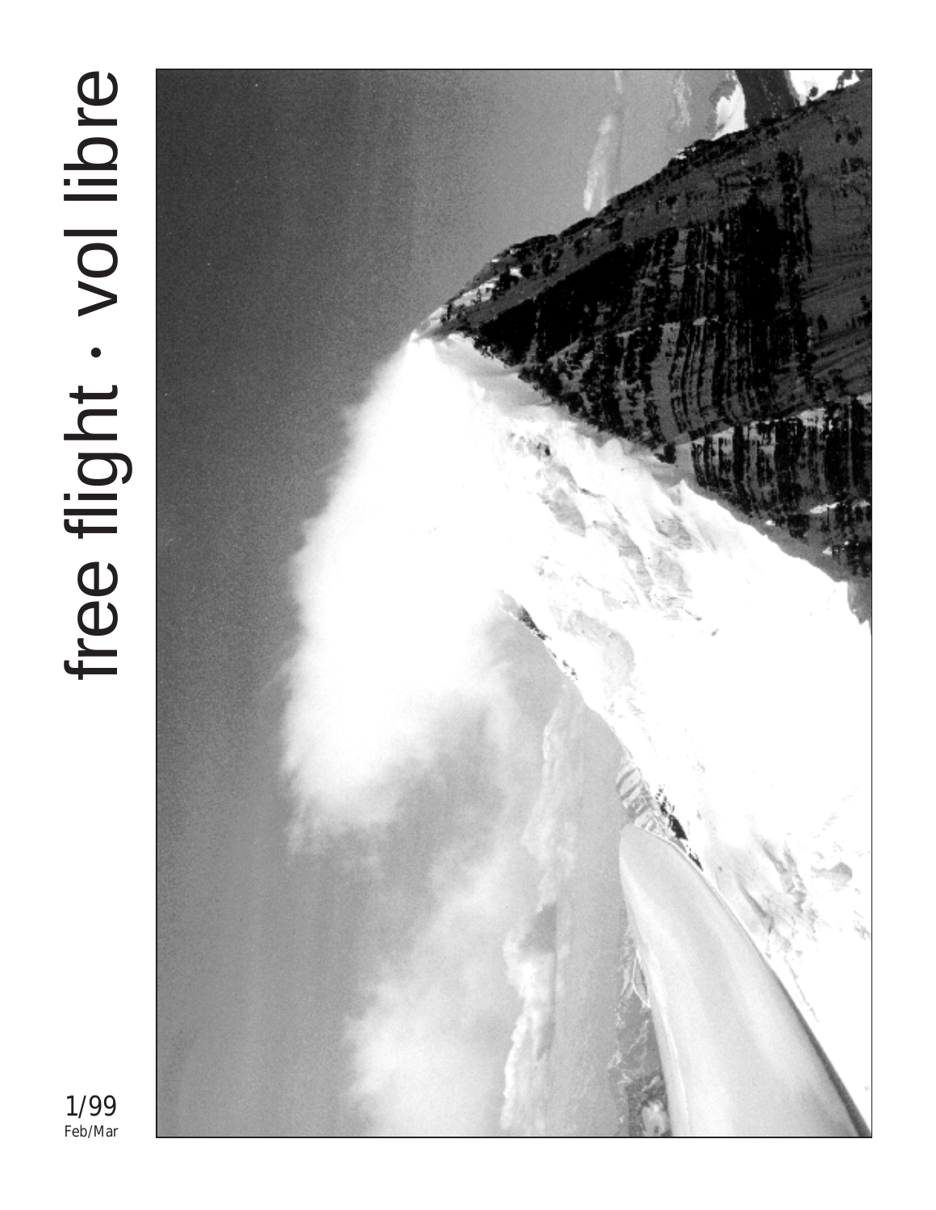# free flight · vol libre

1/99
Feb/Mar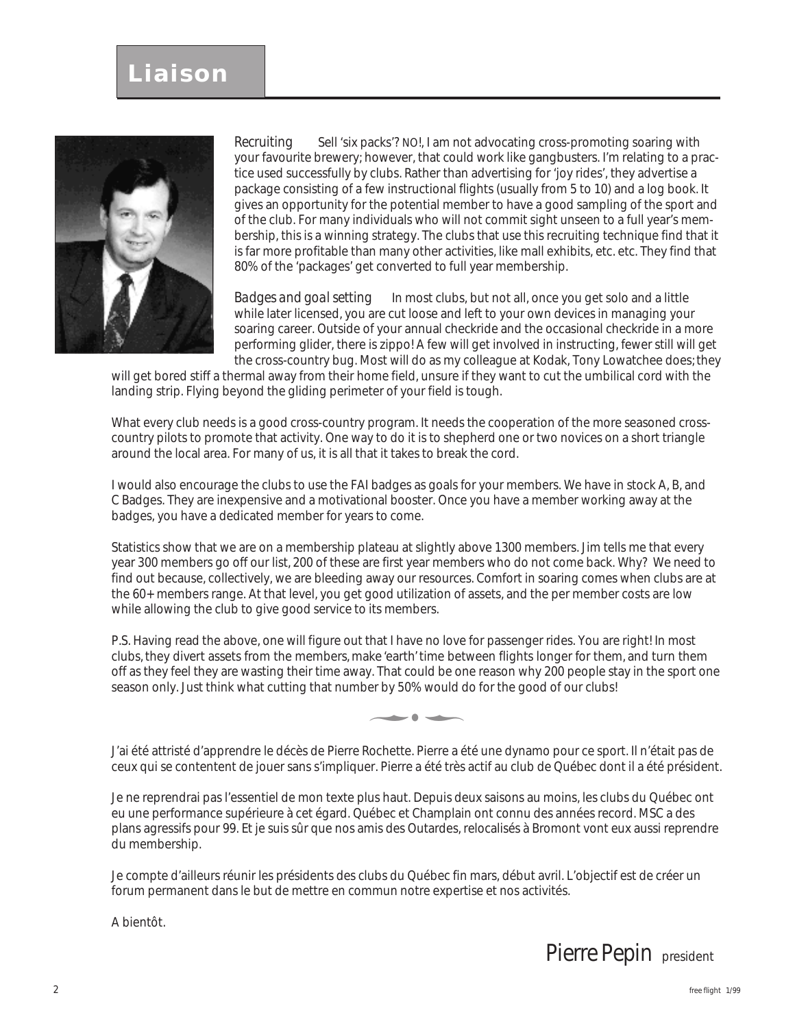# Liaison

*Recruiting* Sell 'six packs'? NO!, I am not advocating cross-promoting soaring with your favourite brewery; however, that could work like gangbusters. I'm relating to a practice used successfully by clubs. Rather than advertising for 'joy rides', they advertise a package consisting of a few instructional flights (usually from 5 to 10) and a log book. It gives an opportunity for the potential member to have a good sampling of the sport and of the club. For many individuals who will not commit sight unseen to a full year's membership, this is a winning strategy. The clubs that use this recruiting technique find that it is far more profitable than many other activities, like mall exhibits, etc. etc. They find that 80% of the 'packages' get converted to full year membership.

*Badges and goal setting* In most clubs, but not all, once you get solo and a little while later licensed, you are cut loose and left to your own devices in managing your soaring career. Outside of your annual checkride and the occasional checkride in a more performing glider, there is zippo! A few will get involved in instructing, fewer still will get the cross-country bug. Most will do as my colleague at Kodak, Tony Lowatchee does; they will get bored stiff a thermal away from their home field, unsure if they want to cut the umbilical cord with the landing strip. Flying beyond the gliding perimeter of your field is tough.

What every club needs is a good cross-country program. It needs the cooperation of the more seasoned cross-country pilots to promote that activity. One way to do it is to shepherd one or two novices on a short triangle around the local area. For many of us, it is all that it takes to break the cord.

I would also encourage the clubs to use the FAI badges as goals for your members. We have in stock A, B, and C Badges. They are inexpensive and a motivational booster. Once you have a member working away at the badges, you have a dedicated member for years to come.

Statistics show that we are on a membership plateau at slightly above 1300 members. Jim tells me that every year 300 members go off our list, 200 of these are first year members who do not come back. Why? We need to find out because, collectively, we are bleeding away our resources. Comfort in soaring comes when clubs are at the 60+ members range. At that level, you get good utilization of assets, and the per member costs are low while allowing the club to give good service to its members.

P.S. Having read the above, one will figure out that I have no love for passenger rides. You are right! In most clubs, they divert assets from the members, make 'earth' time between flights longer for them, and turn them off as they feel they are wasting their time away. That could be one reason why 200 people stay in the sport one season only. Just think what cutting that number by 50% would do for the good of our clubs!

J'ai été attristé d'apprendre le décès de Pierre Rochette. Pierre a été une dynamo pour ce sport. Il n'était pas de ceux qui se contentent de jouer sans s'impliquer. Pierre a été très actif au club de Québec dont il a été président.

Je ne reprendrai pas l'essentiel de mon texte plus haut. Depuis deux saisons au moins, les clubs du Québec ont eu une performance supérieure à cet égard. Québec et Champlain ont connu des années record. MSC a des plans agressifs pour 99. Et je suis sûr que nos amis des Outardes, relocalisés à Bromont vont eux aussi reprendre du membership.

Je compte d'ailleurs réunir les présidents des clubs du Québec fin mars, début avril. L'objectif est de créer un forum permanent dans le but de mettre en commun notre expertise et nos activités.

A bientôt.

Pierre Pepin *president*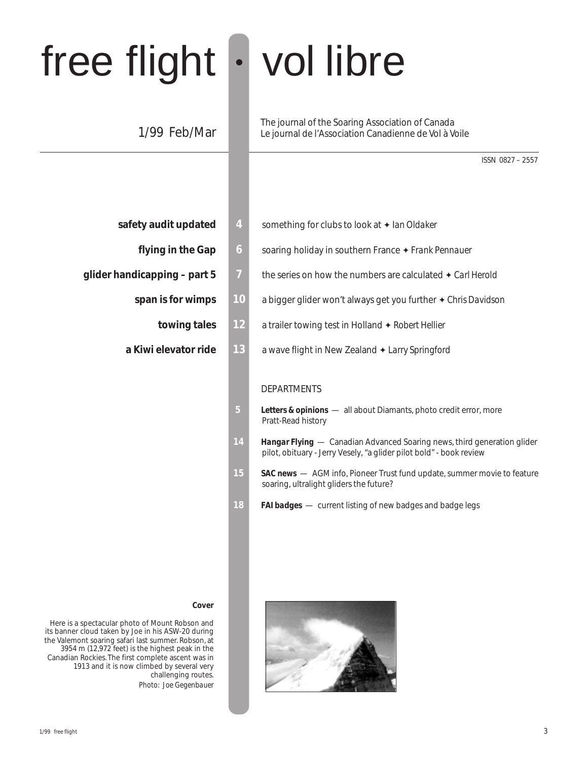# free flight • vol libre

1/99 Feb/Mar

The journal of the Soaring Association of Canada
Le journal de l'Association Canadienne de Vol à Voile

ISSN 0827 – 2557

**safety audit updated** — 4 — something for clubs to look at ✦ *Ian Oldaker*

**flying in the Gap** — 6 — soaring holiday in southern France ✦ *Frank Pennauer*

**glider handicapping – part 5** — 7 — the series on how the numbers are calculated ✦ *Carl Herold*

**span is for wimps** — 10 — a bigger glider won't always get you further ✦ *Chris Davidson*

**towing tales** — 12 — a trailer towing test in Holland ✦ *Robert Hellier*

**a Kiwi elevator ride** — 13 — a wave flight in New Zealand ✦ *Larry Springford*

## DEPARTMENTS

5 — ***Letters & opinions*** — all about Diamants, photo credit error, more Pratt-Read history

14 — ***Hangar Flying*** — Canadian Advanced Soaring news, third generation glider pilot, obituary - Jerry Vesely, "a glider pilot bold" - book review

15 — ***SAC news*** — AGM info, Pioneer Trust fund update, summer movie to feature soaring, ultralight gliders the future?

18 — ***FAI badges*** — current listing of new badges and badge legs

**Cover**

Here is a spectacular photo of Mount Robson and its banner cloud taken by Joe in his ASW-20 during the Valemont soaring safari last summer. Robson, at 3954 m (12,972 feet) is the highest peak in the Canadian Rockies. The first complete ascent was in 1913 and it is now climbed by several very challenging routes.
*Photo: Joe Gegenbauer*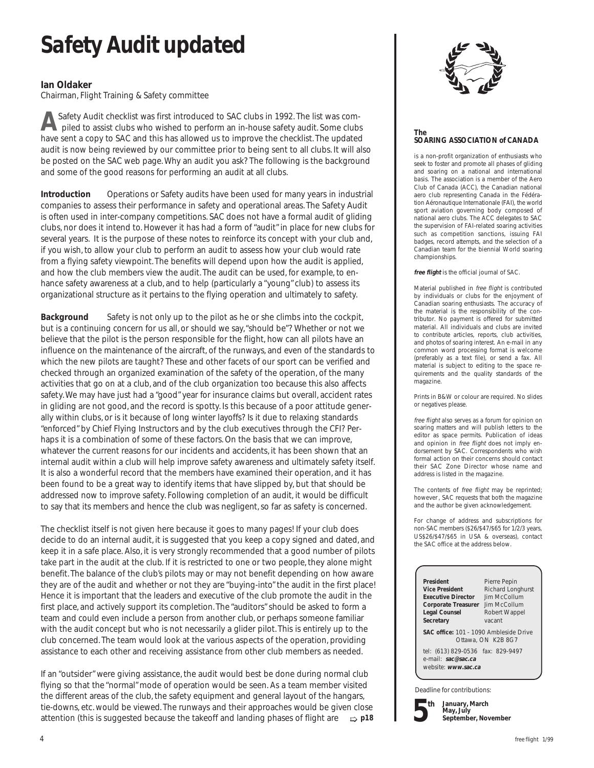# Safety Audit updated

**Ian Oldaker**
Chairman, Flight Training & Safety committee

A Safety Audit checklist was first introduced to SAC clubs in 1992. The list was compiled to assist clubs who wished to perform an in-house safety audit. Some clubs have sent a copy to SAC and this has allowed us to improve the checklist. The updated audit is now being reviewed by our committee prior to being sent to all clubs. It will also be posted on the SAC web page. Why an audit you ask? The following is the background and some of the good reasons for performing an audit at all clubs.

**Introduction** Operations or Safety audits have been used for many years in industrial companies to assess their performance in safety and operational areas. The Safety Audit is often used in inter-company competitions. SAC does not have a formal audit of gliding clubs, nor does it intend to. However it has had a form of "audit" in place for new clubs for several years. It is the purpose of these notes to reinforce its concept with your club and, if you wish, to allow your club to perform an audit to assess how your club would rate from a flying safety viewpoint. The benefits will depend upon how the audit is applied, and how the club members view the audit. The audit can be used, for example, to enhance safety awareness at a club, and to help (particularly a "young" club) to assess its organizational structure as it pertains to the flying operation and ultimately to safety.

**Background** Safety is not only up to the pilot as he or she climbs into the cockpit, but is a continuing concern for us all, or should we say, "should be"? Whether or not we believe that the pilot is the person responsible for the flight, how can all pilots have an influence on the maintenance of the aircraft, of the runways, and even of the standards to which the new pilots are taught? These and other facets of our sport can be verified and checked through an organized examination of the safety of the operation, of the many activities that go on at a club, and of the club organization too because this also affects safety. We may have just had a "good" year for insurance claims but overall, accident rates in gliding are not good, and the record is spotty. Is this because of a poor attitude generally within clubs, or is it because of long winter layoffs? Is it due to relaxing standards "enforced" by Chief Flying Instructors and by the club executives through the CFI? Perhaps it is a combination of some of these factors. On the basis that we can improve, whatever the current reasons for our incidents and accidents, it has been shown that an internal audit within a club will help improve safety awareness and ultimately safety itself. It is also a wonderful record that the members have examined their operation, and it has been found to be a great way to identify items that have slipped by, but that should be addressed now to improve safety. Following completion of an audit, it would be difficult to say that its members and hence the club was negligent, so far as safety is concerned.

The checklist itself is not given here because it goes to many pages! If your club does decide to do an internal audit, it is suggested that you keep a copy signed and dated, and keep it in a safe place. Also, it is very strongly recommended that a good number of pilots take part in the audit at the club. If it is restricted to one or two people, they alone might benefit. The balance of the club's pilots may or may not benefit depending on how aware they are of the audit and whether or not they are "buying-into" the audit in the first place! Hence it is important that the leaders and executive of the club promote the audit in the first place, and actively support its completion. The "auditors" should be asked to form a team and could even include a person from another club, or perhaps someone familiar with the audit concept but who is not necessarily a glider pilot. This is entirely up to the club concerned. The team would look at the various aspects of the operation, providing assistance to each other and receiving assistance from other club members as needed.

If an "outsider" were giving assistance, the audit would best be done during normal club flying so that the "normal" mode of operation would be seen. As a team member visited the different areas of the club, the safety equipment and general layout of the hangars, tie-downs, etc. would be viewed. The runways and their approaches would be given close attention (this is suggested because the takeoff and landing phases of flight are ⇨ **p18**

---

**The SOARING ASSOCIATION of CANADA**

is a non-profit organization of enthusiasts who seek to foster and promote all phases of gliding and soaring on a national and international basis. The association is a member of the Aero Club of Canada (ACC), the Canadian national aero club representing Canada in the Fédération Aéronautique Internationale (FAI), the world sport aviation governing body composed of national aero clubs. The ACC delegates to SAC the supervision of FAI-related soaring activities such as competition sanctions, issuing FAI badges, record attempts, and the selection of a Canadian team for the biennial World soaring championships.

***free flight*** is the official journal of SAC.

Material published in *free flight* is contributed by individuals or clubs for the enjoyment of Canadian soaring enthusiasts. The accuracy of the material is the responsibility of the contributor. No payment is offered for submitted material. All individuals and clubs are invited to contribute articles, reports, club activities, and photos of soaring interest. An e-mail in any common word processing format is welcome (preferably as a text file), or send a fax. All material is subject to editing to the space requirements and the quality standards of the magazine.

Prints in B&W or colour are required. No slides or negatives please.

*free flight* also serves as a forum for opinion on soaring matters and will publish letters to the editor as space permits. Publication of ideas and opinion in *free flight* does not imply endorsement by SAC. Correspondents who wish formal action on their concerns should contact their SAC Zone Director whose name and address is listed in the magazine.

The contents of *free flight* may be reprinted; however, SAC requests that both the magazine and the author be given acknowledgement.

For change of address and subscriptions for non-SAC members ($26/$47/$65 for 1/2/3 years, US$26/$47/$65 in USA & overseas), contact the SAC office at the address below.

| | |
|---|---|
| **President** | Pierre Pepin |
| **Vice President** | Richard Longhurst |
| **Executive Director** | Jim McCollum |
| **Corporate Treasurer** | Jim McCollum |
| **Legal Counsel** | Robert Wappel |
| **Secretary** | vacant |

**SAC office:** 101 – 1090 Ambleside Drive, Ottawa, ON K2B 8G7

tel: (613) 829-0536 fax: 829-9497
e-mail: ***sac@sac.ca***
website: ***www.sac.ca***

Deadline for contributions:

**5th** **January, March, May, July, September, November**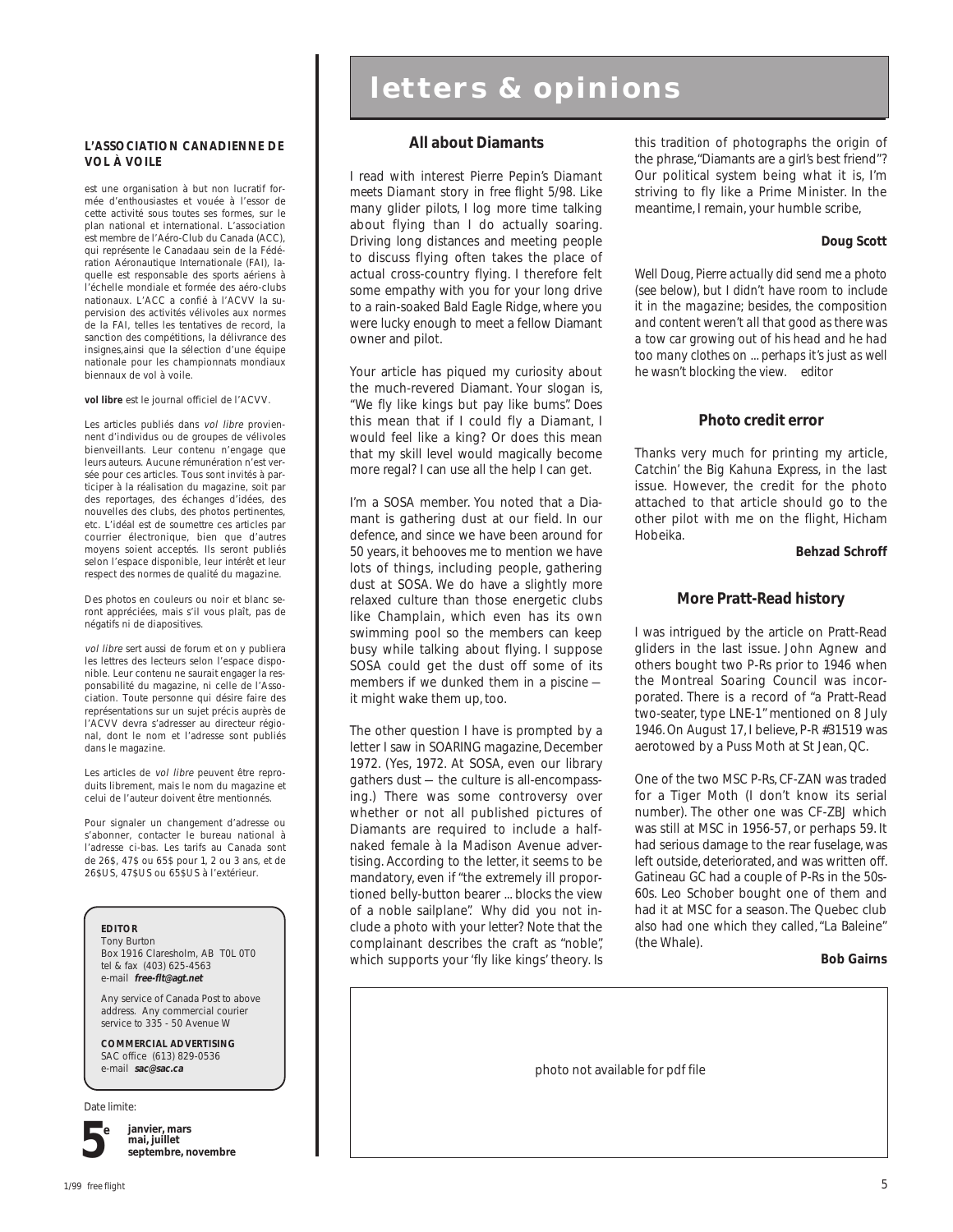**L'ASSOCIATION CANADIENNE DE VOL À VOILE**

est une organisation à but non lucratif formée d'enthousiastes et vouée à l'essor de cette activité sous toutes ses formes, sur le plan national et international. L'association est membre de l'Aéro-Club du Canada (ACC), qui représente le Canadaau sein de la Fédération Aéronautique Internationale (FAI), laquelle est responsable des sports aériens à l'échelle mondiale et formée des aéro-clubs nationaux. L'ACC a confié à l'ACVV la supervision des activités vélivoles aux normes de la FAI, telles les tentatives de record, la sanction des compétitions, la délivrance des insignes,ainsi que la sélection d'une équipe nationale pour les championnats mondiaux biennaux de vol à voile.

**vol libre** est le journal officiel de l'ACVV.

Les articles publiés dans *vol libre* proviennent d'individus ou de groupes de vélivoles bienveillants. Leur contenu n'engage que leurs auteurs. Aucune rémunération n'est versée pour ces articles. Tous sont invités à participer à la réalisation du magazine, soit par des reportages, des échanges d'idées, des nouvelles des clubs, des photos pertinentes, etc. L'idéal est de soumettre ces articles par courrier électronique, bien que d'autres moyens soient acceptés. Ils seront publiés selon l'espace disponible, leur intérêt et leur respect des normes de qualité du magazine.

Des photos en couleurs ou noir et blanc seront appréciées, mais s'il vous plaît, pas de négatifs ni de diapositives.

*vol libre* sert aussi de forum et on y publiera les lettres des lecteurs selon l'espace disponible. Leur contenu ne saurait engager la responsabilité du magazine, ni celle de l'Association. Toute personne qui désire faire des représentations sur un sujet précis auprès de l'ACVV devra s'adresser au directeur régional, dont le nom et l'adresse sont publiés dans le magazine.

Les articles de *vol libre* peuvent être reproduits librement, mais le nom du magazine et celui de l'auteur doivent être mentionnés.

Pour signaler un changement d'adresse ou s'abonner, contacter le bureau national à l'adresse ci-bas. Les tarifs au Canada sont de 26$, 47$ ou 65$ pour 1, 2 ou 3 ans, et de 26$US, 47$US ou 65$US à l'extérieur.

**EDITOR**
Tony Burton
Box 1916 Claresholm, AB T0L 0T0
tel & fax (403) 625-4563
e-mail **free-flt@agt.net**

Any service of Canada Post to above address. Any commercial courier service to 335 - 50 Avenue W

**COMMERCIAL ADVERTISING**
SAC office (613) 829-0536
e-mail **sac@sac.ca**

Date limite:

**5e** **janvier, mars mai, juillet septembre, novembre**

# letters & opinions

## All about Diamants

I read with interest Pierre Pepin's *Diamant meets Diamant* story in free flight 5/98. Like many glider pilots, I log more time talking about flying than I do actually soaring. Driving long distances and meeting people to discuss flying often takes the place of actual cross-country flying. I therefore felt some empathy with you for your long drive to a rain-soaked Bald Eagle Ridge, where you were lucky enough to meet a fellow Diamant owner and pilot.

Your article has piqued my curiosity about the much-revered Diamant. Your slogan is, "We fly like kings but pay like bums". Does this mean that if I could fly a Diamant, I would feel like a king? Or does this mean that my skill level would magically become more regal? I can use all the help I can get.

I'm a SOSA member. You noted that a Diamant is gathering dust at our field. In our defence, and since we have been around for 50 years, it behooves me to mention we have lots of things, including people, gathering dust at SOSA. We do have a slightly more relaxed culture than those energetic clubs like Champlain, which even has its own swimming pool so the members can keep busy while talking about flying. I suppose SOSA could get the dust off some of its members if we dunked them in a piscine — it might wake them up, too.

The other question I have is prompted by a letter I saw in SOARING magazine, December 1972. (Yes, 1972. At SOSA, even our library gathers dust — the culture is all-encompassing.) There was some controversy over whether or not all published pictures of Diamants are required to include a half-naked female à la Madison Avenue advertising. According to the letter, it seems to be mandatory, even if "the extremely ill proportioned belly-button bearer ... blocks the view of a noble sailplane". Why did you not include a photo with your letter? Note that the complainant describes the craft as "noble", which supports your 'fly like kings' theory. Is this tradition of photographs the origin of the phrase, "Diamants are a girl's best friend"? Our political system being what it is, I'm striving to fly like a Prime Minister. In the meantime, I remain, your humble scribe,

**Doug Scott**

*Well Doug, Pierre actually did send me a photo (see below), but I didn't have room to include it in the magazine; besides, the composition and content weren't all that good as there was a tow car growing out of his head and he had too many clothes on ... perhaps it's just as well he wasn't blocking the view.* editor

## Photo credit error

Thanks very much for printing my article, *Catchin' the Big Kahuna Express*, in the last issue. However, the credit for the photo attached to that article should go to the other pilot with me on the flight, Hicham Hobeika.

**Behzad Schroff**

## More Pratt-Read history

I was intrigued by the article on Pratt-Read gliders in the last issue. John Agnew and others bought two P-Rs prior to 1946 when the Montreal Soaring Council was incorporated. There is a record of "a Pratt-Read two-seater, type LNE-1" mentioned on 8 July 1946. On August 17, I believe, P-R #31519 was aerotowed by a Puss Moth at St Jean, QC.

One of the two MSC P-Rs, CF-ZAN was traded for a Tiger Moth (I don't know its serial number). The other one was CF-ZBJ which was still at MSC in 1956-57, or perhaps 59. It had serious damage to the rear fuselage, was left outside, deteriorated, and was written off. Gatineau GC had a couple of P-Rs in the 50s-60s. Leo Schober bought one of them and had it at MSC for a season. The Quebec club also had one which they called, "La Baleine" (the Whale).

**Bob Gairns**

photo not available for pdf file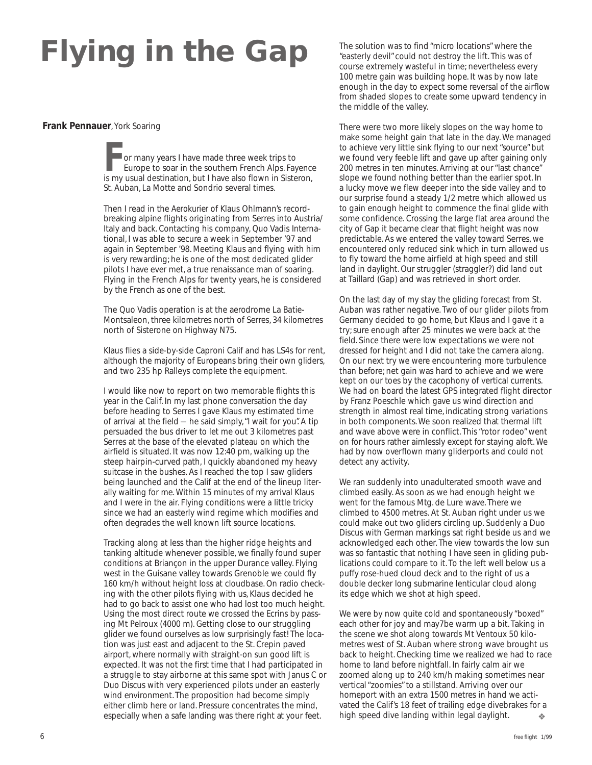# Flying in the Gap

**Frank Pennauer**, York Soaring

For many years I have made three week trips to Europe to soar in the southern French Alps. Fayence is my usual destination, but I have also flown in Sisteron, St. Auban, La Motte and Sondrio several times.

Then I read in the Aerokurier of Klaus Ohlmann's record-breaking alpine flights originating from Serres into Austria/Italy and back. Contacting his company, Quo Vadis International, I was able to secure a week in September '97 and again in September '98. Meeting Klaus and flying with him is very rewarding; he is one of the most dedicated glider pilots I have ever met, a true renaissance man of soaring. Flying in the French Alps for twenty years, he is considered by the French as one of the best.

The Quo Vadis operation is at the aerodrome La Batie-Montsaleon, three kilometres north of Serres, 34 kilometres north of Sisterone on Highway N75.

Klaus flies a side-by-side Caproni Calif and has LS4s for rent, although the majority of Europeans bring their own gliders, and two 235 hp Ralleys complete the equipment.

I would like now to report on two memorable flights this year in the Calif. In my last phone conversation the day before heading to Serres I gave Klaus my estimated time of arrival at the field — he said simply, "I wait for you". A tip persuaded the bus driver to let me out 3 kilometres past Serres at the base of the elevated plateau on which the airfield is situated. It was now 12:40 pm, walking up the steep hairpin-curved path, I quickly abandoned my heavy suitcase in the bushes. As I reached the top I saw gliders being launched and the Calif at the end of the lineup literally waiting for me. Within 15 minutes of my arrival Klaus and I were in the air. Flying conditions were a little tricky since we had an easterly wind regime which modifies and often degrades the well known lift source locations.

Tracking along at less than the higher ridge heights and tanking altitude whenever possible, we finally found super conditions at Briançon in the upper Durance valley. Flying west in the Guisane valley towards Grenoble we could fly 160 km/h without height loss at cloudbase. On radio checking with the other pilots flying with us, Klaus decided he had to go back to assist one who had lost too much height. Using the most direct route we crossed the Ecrins by passing Mt Pelroux (4000 m). Getting close to our struggling glider we found ourselves as low surprisingly fast! The location was just east and adjacent to the St. Crepin paved airport, where normally with straight-on sun good lift is expected. It was not the first time that I had participated in a struggle to stay airborne at this same spot with Janus C or Duo Discus with very experienced pilots under an easterly wind environment. The proposition had become simply either climb here or land. Pressure concentrates the mind, especially when a safe landing was there right at your feet.

The solution was to find "micro locations" where the "easterly devil" could not destroy the lift. This was of course extremely wasteful in time; nevertheless every 100 metre gain was building hope. It was by now late enough in the day to expect some reversal of the airflow from shaded slopes to create some upward tendency in the middle of the valley.

There were two more likely slopes on the way home to make some height gain that late in the day. We managed to achieve very little sink flying to our next "source" but we found very feeble lift and gave up after gaining only 200 metres in ten minutes. Arriving at our "last chance" slope we found nothing better than the earlier spot. In a lucky move we flew deeper into the side valley and to our surprise found a steady 1/2 metre which allowed us to gain enough height to commence the final glide with some confidence. Crossing the large flat area around the city of Gap it became clear that flight height was now predictable. As we entered the valley toward Serres, we encountered only reduced sink which in turn allowed us to fly toward the home airfield at high speed and still land in daylight. Our struggler (straggler?) did land out at Taillard (Gap) and was retrieved in short order.

On the last day of my stay the gliding forecast from St. Auban was rather negative. Two of our glider pilots from Germany decided to go home, but Klaus and I gave it a try; sure enough after 25 minutes we were back at the field. Since there were low expectations we were not dressed for height and I did not take the camera along. On our next try we were encountering more turbulence than before; net gain was hard to achieve and we were kept on our toes by the cacophony of vertical currents. We had on board the latest GPS integrated flight director by Franz Poeschle which gave us wind direction and strength in almost real time, indicating strong variations in both components. We soon realized that thermal lift and wave above were in conflict. This "rotor rodeo" went on for hours rather aimlessly except for staying aloft. We had by now overflown many gliderports and could not detect any activity.

We ran suddenly into unadulterated smooth wave and climbed easily. As soon as we had enough height we went for the famous Mtg. de Lure wave. There we climbed to 4500 metres. At St. Auban right under us we could make out two gliders circling up. Suddenly a Duo Discus with German markings sat right beside us and we acknowledged each other. The view towards the low sun was so fantastic that nothing I have seen in gliding publications could compare to it. To the left well below us a puffy rose-hued cloud deck and to the right of us a double decker long submarine lenticular cloud along its edge which we shot at high speed.

We were by now quite cold and spontaneously "boxed" each other for joy and may7be warm up a bit. Taking in the scene we shot along towards Mt Ventoux 50 kilometres west of St. Auban where strong wave brought us back to height. Checking time we realized we had to race home to land before nightfall. In fairly calm air we zoomed along up to 240 km/h making sometimes near vertical "zoomies" to a stillstand. Arriving over our homeport with an extra 1500 metres in hand we activated the Calif's 18 feet of trailing edge divebrakes for a high speed dive landing within legal daylight. ❖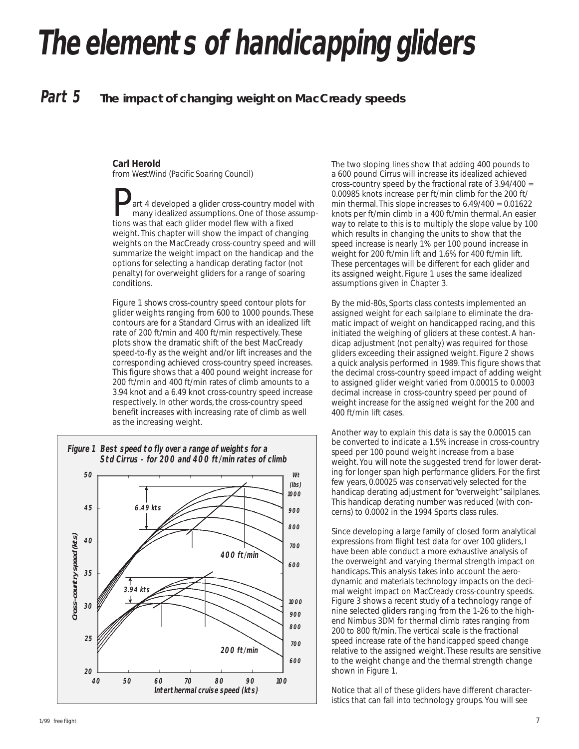# The elements of handicapping gliders

## Part 5 The impact of changing weight on MacCready speeds

**Carl Herold**
*from WestWind (Pacific Soaring Council)*

Part 4 developed a glider cross-country model with many idealized assumptions. One of those assumptions was that each glider model flew with a fixed weight. This chapter will show the impact of changing weights on the MacCready cross-country speed and will summarize the weight impact on the handicap and the options for selecting a handicap derating factor (not penalty) for overweight gliders for a range of soaring conditions.

Figure 1 shows cross-country speed contour plots for glider weights ranging from 600 to 1000 pounds. These contours are for a Standard Cirrus with an idealized lift rate of 200 ft/min and 400 ft/min respectively. These plots show the dramatic shift of the best MacCready speed-to-fly as the weight and/or lift increases and the corresponding achieved cross-country speed increases. This figure shows that a 400 pound weight increase for 200 ft/min and 400 ft/min rates of climb amounts to a 3.94 knot and a 6.49 knot cross-country speed increase respectively. In other words, the cross-country speed benefit increases with increasing rate of climb as well as the increasing weight.

**Figure 1 Best speed to fly over a range of weights for a Std Cirrus – for 200 and 400 ft/min rates of climb**

The two sloping lines show that adding 400 pounds to a 600 pound Cirrus will increase its idealized achieved cross-country speed by the fractional rate of 3.94/400 = 0.00985 knots increase per ft/min climb for the 200 ft/min thermal. This slope increases to 6.49/400 = 0.01622 knots per ft/min climb in a 400 ft/min thermal. An easier way to relate to this is to multiply the slope value by 100 which results in changing the units to show that the speed increase is nearly 1% per 100 pound increase in weight for 200 ft/min lift and 1.6% for 400 ft/min lift. These percentages will be different for each glider and its assigned weight. Figure 1 uses the same idealized assumptions given in Chapter 3.

By the mid-80s, Sports class contests implemented an assigned weight for each sailplane to eliminate the dramatic impact of weight on handicapped racing, and this initiated the weighing of gliders at these contest. A handicap adjustment (not penalty) was required for those gliders exceeding their assigned weight. Figure 2 shows a quick analysis performed in 1989. This figure shows that the decimal cross-country speed impact of adding weight to assigned glider weight varied from 0.00015 to 0.0003 decimal increase in cross-country speed per pound of weight increase for the assigned weight for the 200 and 400 ft/min lift cases.

Another way to explain this data is say the 0.00015 can be converted to indicate a 1.5% increase in cross-country speed per 100 pound weight increase from a base weight. You will note the suggested trend for lower derating for longer span high performance gliders. For the first few years, 0.00025 was conservatively selected for the handicap derating adjustment for "overweight" sailplanes. This handicap derating number was reduced (with concerns) to 0.0002 in the 1994 Sports class rules.

Since developing a large family of closed form analytical expressions from flight test data for over 100 gliders, I have been able conduct a more exhaustive analysis of the overweight and varying thermal strength impact on handicaps. This analysis takes into account the aerodynamic and materials technology impacts on the decimal weight impact on MacCready cross-country speeds. Figure 3 shows a recent study of a technology range of nine selected gliders ranging from the 1-26 to the high-end Nimbus 3DM for thermal climb rates ranging from 200 to 800 ft/min. The vertical scale is the fractional speed increase rate of the handicapped speed change relative to the assigned weight. These results are sensitive to the weight change and the thermal strength change shown in Figure 1.

Notice that all of these gliders have different characteristics that can fall into technology groups. You will see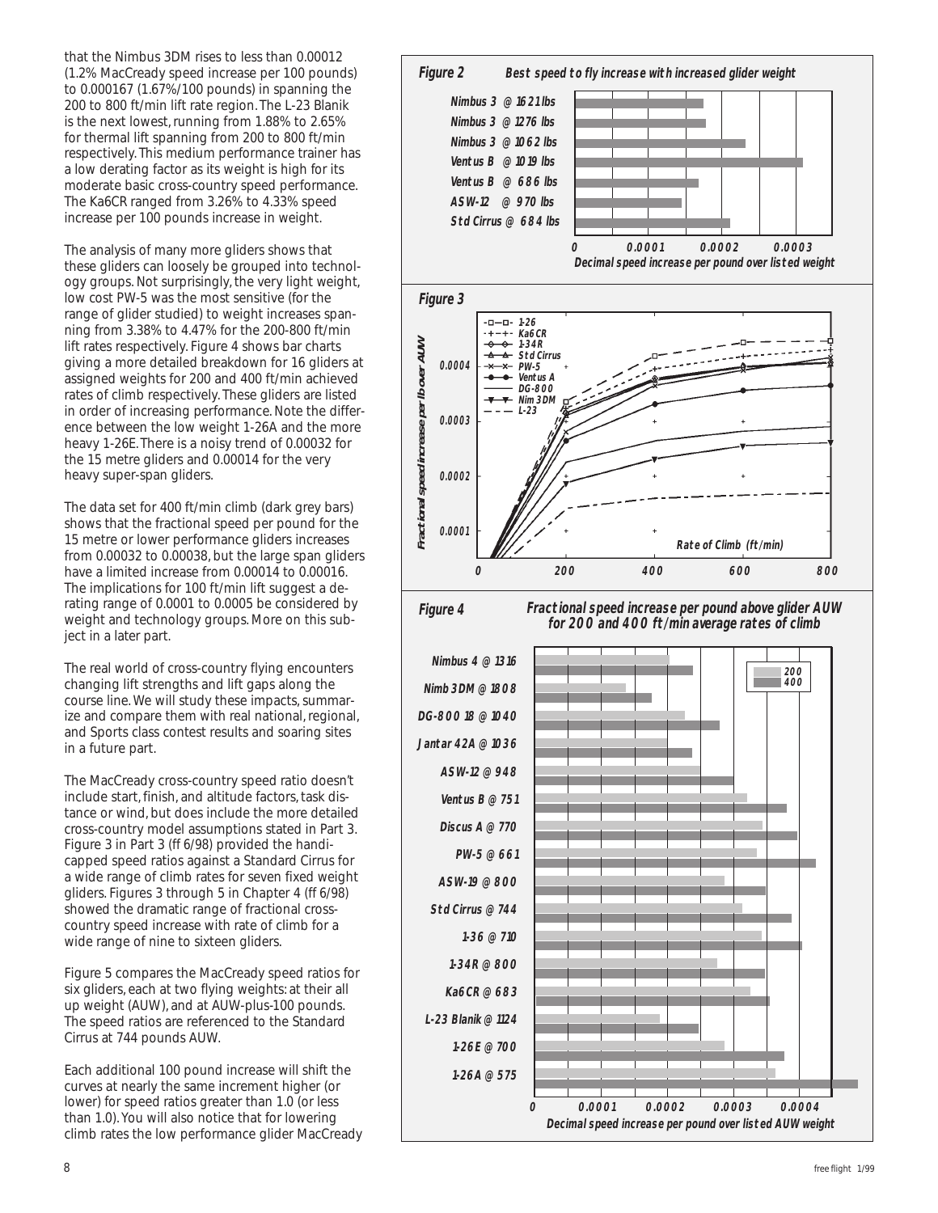that the Nimbus 3DM rises to less than 0.00012 (1.2% MacCready speed increase per 100 pounds) to 0.000167 (1.67%/100 pounds) in spanning the 200 to 800 ft/min lift rate region. The L-23 Blanik is the next lowest, running from 1.88% to 2.65% for thermal lift spanning from 200 to 800 ft/min respectively. This medium performance trainer has a low derating factor as its weight is high for its moderate basic cross-country speed performance. The Ka6CR ranged from 3.26% to 4.33% speed increase per 100 pounds increase in weight.

The analysis of many more gliders shows that these gliders can loosely be grouped into technology groups. Not surprisingly, the very light weight, low cost PW-5 was the most sensitive (for the range of glider studied) to weight increases spanning from 3.38% to 4.47% for the 200-800 ft/min lift rates respectively. Figure 4 shows bar charts giving a more detailed breakdown for 16 gliders at assigned weights for 200 and 400 ft/min achieved rates of climb respectively. These gliders are listed in order of increasing performance. Note the difference between the low weight 1-26A and the more heavy 1-26E. There is a noisy trend of 0.00032 for the 15 metre gliders and 0.00014 for the very heavy super-span gliders.

The data set for 400 ft/min climb (dark grey bars) shows that the fractional speed per pound for the 15 metre or lower performance gliders increases from 0.00032 to 0.00038, but the large span gliders have a limited increase from 0.00014 to 0.00016. The implications for 100 ft/min lift suggest a derating range of 0.0001 to 0.0005 be considered by weight and technology groups. More on this subject in a later part.

The real world of cross-country flying encounters changing lift strengths and lift gaps along the course line. We will study these impacts, summarize and compare them with real national, regional, and Sports class contest results and soaring sites in a future part.

The MacCready cross-country speed ratio doesn't include start, finish, and altitude factors, task distance or wind, but does include the more detailed cross-country model assumptions stated in Part 3. Figure 3 in Part 3 (ff 6/98) provided the handicapped speed ratios against a Standard Cirrus for a wide range of climb rates for seven fixed weight gliders. Figures 3 through 5 in Chapter 4 (ff 6/98) showed the dramatic range of fractional cross-country speed increase with rate of climb for a wide range of nine to sixteen gliders.

Figure 5 compares the MacCready speed ratios for six gliders, each at two flying weights: at their all up weight (AUW), and at AUW-plus-100 pounds. The speed ratios are referenced to the Standard Cirrus at 744 pounds AUW.

Each additional 100 pound increase will shift the curves at nearly the same increment higher (or lower) for speed ratios greater than 1.0 (or less than 1.0). You will also notice that for lowering climb rates the low performance glider MacCready

**Figure 2** **Best speed to fly increase with increased glider weight**

**Figure 3**

**Figure 4** **Fractional speed increase per pound above glider AUW for 200 and 400 ft/min average rates of climb**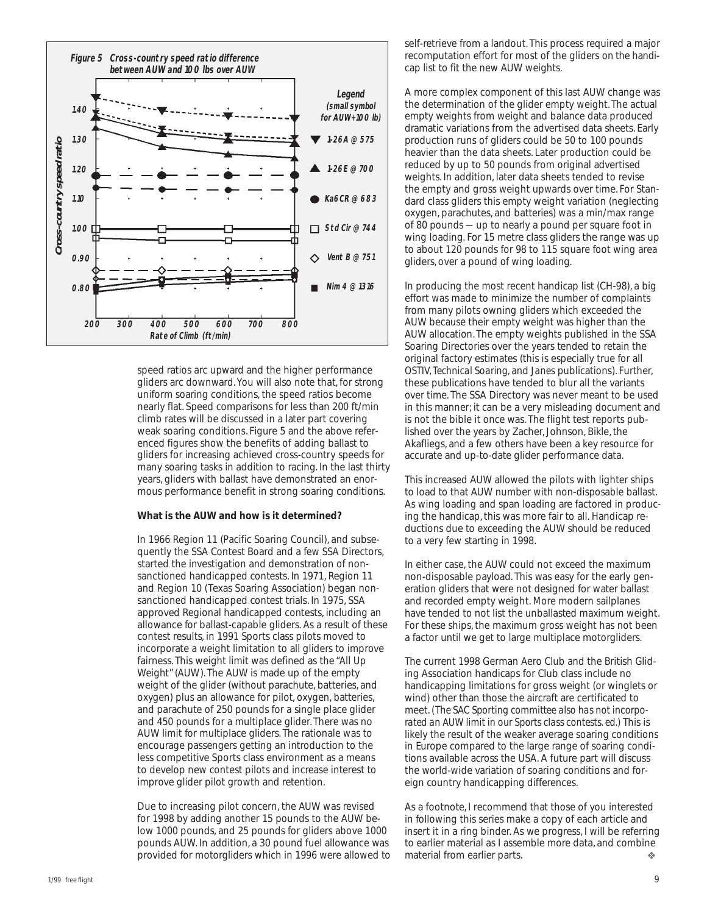**Figure 5 Cross-country speed ratio difference between AUW and 100 lbs over AUW**

speed ratios arc upward and the higher performance gliders arc downward. You will also note that, for strong uniform soaring conditions, the speed ratios become nearly flat. Speed comparisons for less than 200 ft/min climb rates will be discussed in a later part covering weak soaring conditions. Figure 5 and the above referenced figures show the benefits of adding ballast to gliders for increasing achieved cross-country speeds for many soaring tasks in addition to racing. In the last thirty years, gliders with ballast have demonstrated an enormous performance benefit in strong soaring conditions.

**What is the AUW and how is it determined?**

In 1966 Region 11 (Pacific Soaring Council), and subsequently the SSA Contest Board and a few SSA Directors, started the investigation and demonstration of non-sanctioned handicapped contests. In 1971, Region 11 and Region 10 (Texas Soaring Association) began non-sanctioned handicapped contest trials. In 1975, SSA approved Regional handicapped contests, including an allowance for ballast-capable gliders. As a result of these contest results, in 1991 Sports class pilots moved to incorporate a weight limitation to all gliders to improve fairness. This weight limit was defined as the "All Up Weight" (AUW). The AUW is made up of the empty weight of the glider (without parachute, batteries, and oxygen) plus an allowance for pilot, oxygen, batteries, and parachute of 250 pounds for a single place glider and 450 pounds for a multiplace glider. There was no AUW limit for multiplace gliders. The rationale was to encourage passengers getting an introduction to the less competitive Sports class environment as a means to develop new contest pilots and increase interest to improve glider pilot growth and retention.

Due to increasing pilot concern, the AUW was revised for 1998 by adding another 15 pounds to the AUW below 1000 pounds, and 25 pounds for gliders above 1000 pounds AUW. In addition, a 30 pound fuel allowance was provided for motorgliders which in 1996 were allowed to self-retrieve from a landout. This process required a major recomputation effort for most of the gliders on the handicap list to fit the new AUW weights.

A more complex component of this last AUW change was the determination of the glider empty weight. The actual empty weights from weight and balance data produced dramatic variations from the advertised data sheets. Early production runs of gliders could be 50 to 100 pounds heavier than the data sheets. Later production could be reduced by up to 50 pounds from original advertised weights. In addition, later data sheets tended to revise the empty and gross weight upwards over time. For Standard class gliders this empty weight variation (neglecting oxygen, parachutes, and batteries) was a min/max range of 80 pounds — up to nearly a pound per square foot in wing loading. For 15 metre class gliders the range was up to about 120 pounds for 98 to 115 square foot wing area gliders, over a pound of wing loading.

In producing the most recent handicap list (CH-98), a big effort was made to minimize the number of complaints from many pilots owning gliders which exceeded the AUW because their empty weight was higher than the AUW allocation. The empty weights published in the SSA Soaring Directories over the years tended to retain the original factory estimates (this is especially true for all OSTIV, *Technical Soaring*, and *Janes* publications). Further, these publications have tended to blur all the variants over time. The SSA Directory was never meant to be used in this manner; it can be a very misleading document and is not the bible it once was. The flight test reports published over the years by Zacher, Johnson, Bikle, the Akafliegs, and a few others have been a key resource for accurate and up-to-date glider performance data.

This increased AUW allowed the pilots with lighter ships to load to that AUW number with non-disposable ballast. As wing loading and span loading are factored in producing the handicap, this was more fair to all. Handicap reductions due to exceeding the AUW should be reduced to a very few starting in 1998.

In either case, the AUW could not exceed the maximum non-disposable payload. This was easy for the early generation gliders that were not designed for water ballast and recorded empty weight. More modern sailplanes have tended to not list the unballasted maximum weight. For these ships, the maximum gross weight has not been a factor until we get to large multiplace motorgliders.

The current 1998 German Aero Club and the British Gliding Association handicaps for Club class include no handicapping limitations for gross weight (or winglets or wind) other than those the aircraft are certificated to meet. (*The SAC Sporting committee also has not incorporated an AUW limit in our Sports class contests. ed.*) This is likely the result of the weaker average soaring conditions in Europe compared to the large range of soaring conditions available across the USA. A future part will discuss the world-wide variation of soaring conditions and foreign country handicapping differences.

As a footnote, I recommend that those of you interested in following this series make a copy of each article and insert it in a ring binder. As we progress, I will be referring to earlier material as I assemble more data, and combine material from earlier parts. ❖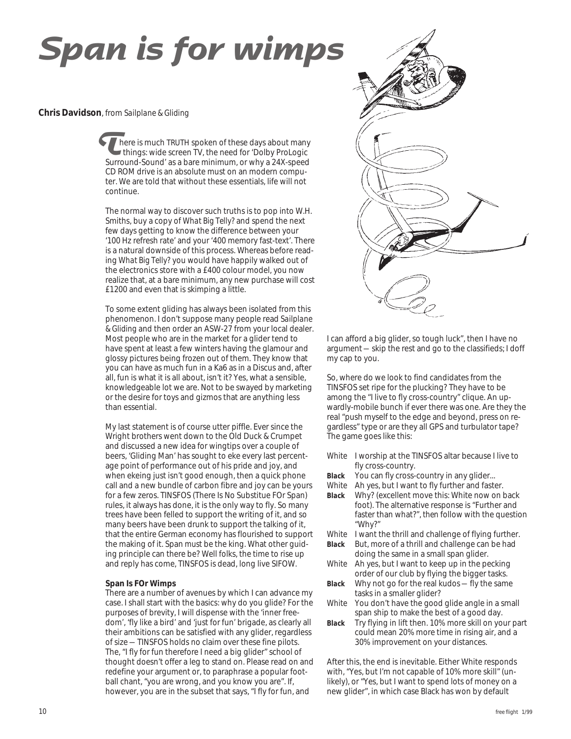# Span is for wimps

**Chris Davidson**, from *Sailplane & Gliding*

There is much TRUTH spoken of these days about many things: wide screen TV, the need for 'Dolby ProLogic Surround-Sound' as a bare minimum, or why a 24X-speed CD ROM drive is an absolute must on an modern computer. We are told that without these essentials, life will not continue.

The normal way to discover such truths is to pop into W.H. Smiths, buy a copy of *What Big Telly?* and spend the next few days getting to know the difference between your '100 Hz refresh rate' and your '400 memory fast-text'. There is a natural downside of this process. Whereas before reading *What Big Telly?* you would have happily walked out of the electronics store with a £400 colour model, you now realize that, at a bare minimum, any new purchase will cost £1200 and even that is skimping a little.

To some extent gliding has always been isolated from this phenomenon. I don't suppose many people read *Sailplane & Gliding* and then order an ASW-27 from your local dealer. Most people who are in the market for a glider tend to have spent at least a few winters having the glamour and glossy pictures being frozen out of them. They know that you can have as much fun in a Ka6 as in a Discus and, after all, fun is what it is all about, isn't it? Yes, what a sensible, knowledgeable lot we are. Not to be swayed by marketing or the desire for toys and gizmos that are anything less than essential.

My last statement is of course utter piffle. Ever since the Wright brothers went down to the Old Duck & Crumpet and discussed a new idea for wingtips over a couple of beers, 'Gliding Man' has sought to eke every last percentage point of performance out of his pride and joy, and when ekeing just isn't good enough, then a quick phone call and a new bundle of carbon fibre and joy can be yours for a few zeros. TINSFOS (There Is No Substitue FOr Span) rules, it always has done, it is the only way to fly. So many trees have been felled to support the writing of it, and so many beers have been drunk to support the talking of it, that the entire German economy has flourished to support the making of it. Span must be the king. What other guiding principle can there be? Well folks, the time to rise up and reply has come, TINSFOS is dead, long live SIFOW.

**Span Is FOr Wimps**

There are a number of avenues by which I can advance my case. I shall start with the basics: why do you glide? For the purposes of brevity, I will dispense with the 'inner freedom', 'fly like a bird' and 'just for fun' brigade, as clearly all their ambitions can be satisfied with any glider, regardless of size — TINSFOS holds no claim over these fine pilots. The, "I fly for fun therefore I need a big glider" school of thought doesn't offer a leg to stand on. Please read on and redefine your argument or, to paraphrase a popular football chant, "you are wrong, and you know you are". If, however, you are in the subset that says, "I fly for fun, and I can afford a big glider, so tough luck", then I have no argument — skip the rest and go to the classifieds; I doff my cap to you.

So, where do we look to find candidates from the TINSFOS set ripe for the plucking? They have to be among the "I live to fly cross-country" clique. An upwardly-mobile bunch if ever there was one. Are they the real "push myself to the edge and beyond, press on regardless" type or are they all GPS and turbulator tape? The game goes like this:

White — I worship at the TINSFOS altar because I live to fly cross-country.
**Black** — You can fly cross-country in any glider...
White — Ah yes, but I want to fly further and faster.
**Black** — Why? (excellent move this: White now on back foot). The alternative response is "Further and faster than what?", then follow with the question "Why?"
White — I want the thrill and challenge of flying further.
**Black** — But, more of a thrill and challenge can be had doing the same in a small span glider.
White — Ah yes, but I want to keep up in the pecking order of our club by flying the bigger tasks.
**Black** — Why not go for the real kudos — fly the same tasks in a smaller glider?
White — You don't have the good glide angle in a small span ship to make the best of a good day.
**Black** — Try flying in lift then. 10% more skill on your part could mean 20% more time in rising air, and a 30% improvement on your distances.

After this, the end is inevitable. Either White responds with, "Yes, but I'm not capable of 10% more skill" (unlikely), or "Yes, but I want to spend lots of money on a new glider", in which case Black has won by default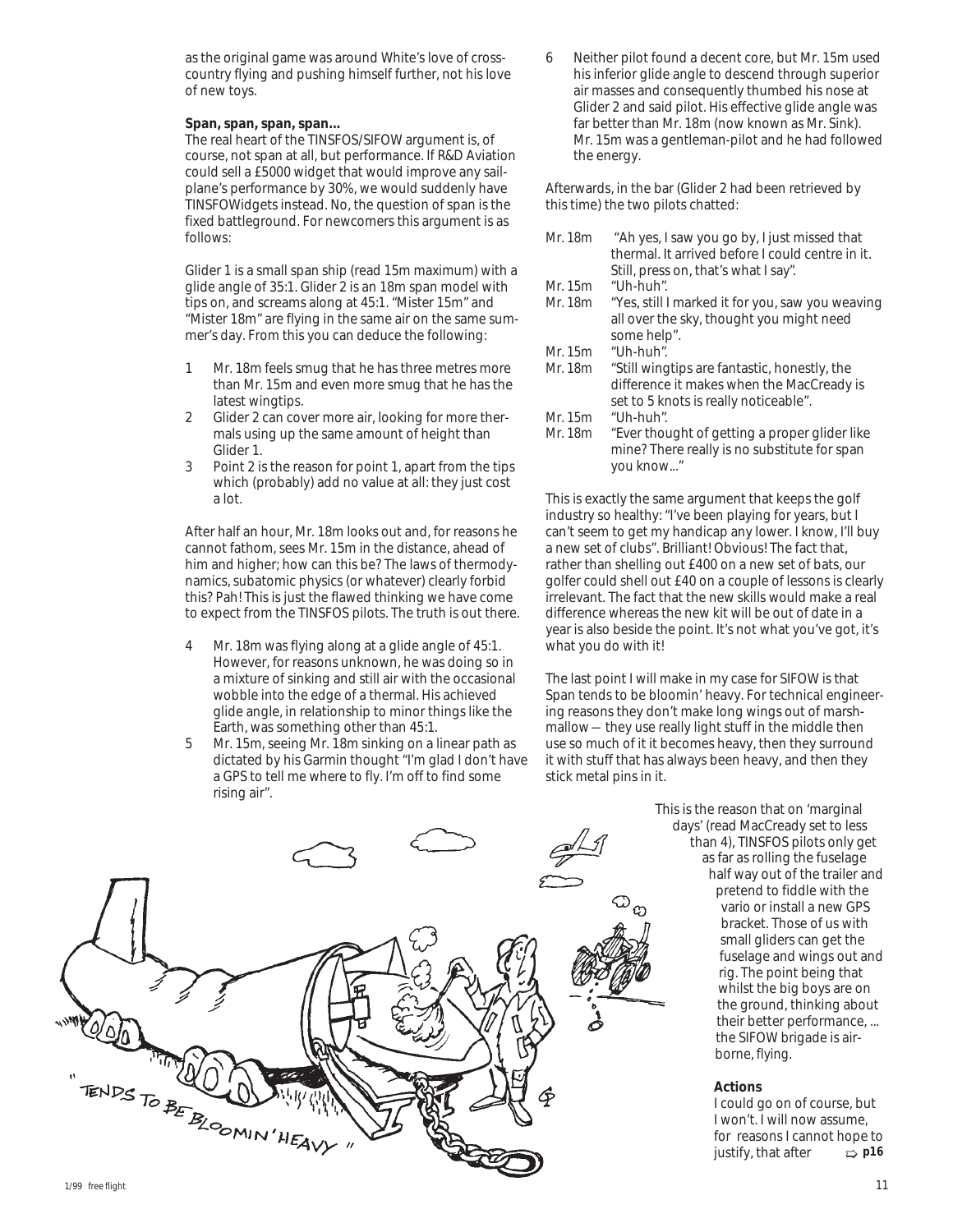as the original game was around White's love of cross-country flying and pushing himself further, not his love of new toys.

**Span, span, span, span…**

The real heart of the TINSFOS/SIFOW argument is, of course, not span at all, but performance. If R&D Aviation could sell a £5000 widget that would improve any sailplane's performance by 30%, we would suddenly have TINSFOWidgets instead. No, the question of span is the fixed battleground. For newcomers this argument is as follows:

Glider 1 is a small span ship (read 15m maximum) with a glide angle of 35:1. Glider 2 is an 18m span model with tips on, and screams along at 45:1. "Mister 15m" and "Mister 18m" are flying in the same air on the same summer's day. From this you can deduce the following:

1. Mr. 18m feels smug that he has three metres more than Mr. 15m and even more smug that he has the latest wingtips.
2. Glider 2 can cover more air, looking for more thermals using up the same amount of height than Glider 1.
3. Point 2 is the reason for point 1, apart from the tips which (probably) add no value at all: they just cost a lot.

After half an hour, Mr. 18m looks out and, for reasons he cannot fathom, sees Mr. 15m in the distance, ahead of him and higher; how can this be? The laws of thermodynamics, subatomic physics (or whatever) clearly forbid this? Pah! This is just the flawed thinking we have come to expect from the TINSFOS pilots. The truth is out there.

4. Mr. 18m was flying along at a glide angle of 45:1. However, for reasons unknown, he was doing so in a mixture of sinking and still air with the occasional wobble into the edge of a thermal. His achieved glide angle, in relationship to minor things like the Earth, was something other than 45:1.
5. Mr. 15m, seeing Mr. 18m sinking on a linear path as dictated by his Garmin thought "I'm glad I don't have a GPS to tell me where to fly. I'm off to find some rising air".
6. Neither pilot found a decent core, but Mr. 15m used his inferior glide angle to descend through superior air masses and consequently thumbed his nose at Glider 2 and said pilot. His effective glide angle was far better than Mr. 18m (now known as Mr. Sink). Mr. 15m was a gentleman-pilot and he had followed the energy.

Afterwards, in the bar (Glider 2 had been retrieved by this time) the two pilots chatted:

| | |
|---|---|
| Mr. 18m | "Ah yes, I saw you go by, I just missed that thermal. It arrived before I could centre in it. Still, press on, that's what I say". |
| Mr. 15m | "Uh-huh". |
| Mr. 18m | "Yes, still I marked it for you, saw you weaving all over the sky, thought you might need some help". |
| Mr. 15m | "Uh-huh". |
| Mr. 18m | "Still wingtips are fantastic, honestly, the difference it makes when the MacCready is set to 5 knots is really noticeable". |
| Mr. 15m | "Uh-huh". |
| Mr. 18m | "Ever thought of getting a proper glider like mine? There really is no substitute for span you know..." |

This is exactly the same argument that keeps the golf industry so healthy: "I've been playing for years, but I can't seem to get my handicap any lower. I know, I'll buy a new set of clubs". Brilliant! Obvious! The fact that, rather than shelling out £400 on a new set of bats, our golfer could shell out £40 on a couple of lessons is clearly irrelevant. The fact that the new skills would make a real difference whereas the new kit will be out of date in a year is also beside the point. It's not what you've got, it's what you do with it!

The last point I will make in my case for SIFOW is that Span tends to be bloomin' heavy. For technical engineering reasons they don't make long wings out of marshmallow — they use really light stuff in the middle then use so much of it it becomes heavy, then they surround it with stuff that has always been heavy, and then they stick metal pins in it.

"TENDS TO BE BLOOMIN' HEAVY"

This is the reason that on 'marginal days' (read MacCready set to less than 4), TINSFOS pilots only get as far as rolling the fuselage half way out of the trailer and pretend to fiddle with the vario or install a new GPS bracket. Those of us with small gliders can get the fuselage and wings out and rig. The point being that whilst the big boys are on the ground, thinking about their better performance, ... the SIFOW brigade is airborne, flying.

**Actions**

I could go on of course, but I won't. I will now assume, for reasons I cannot hope to justify, that after ⇨ **p16**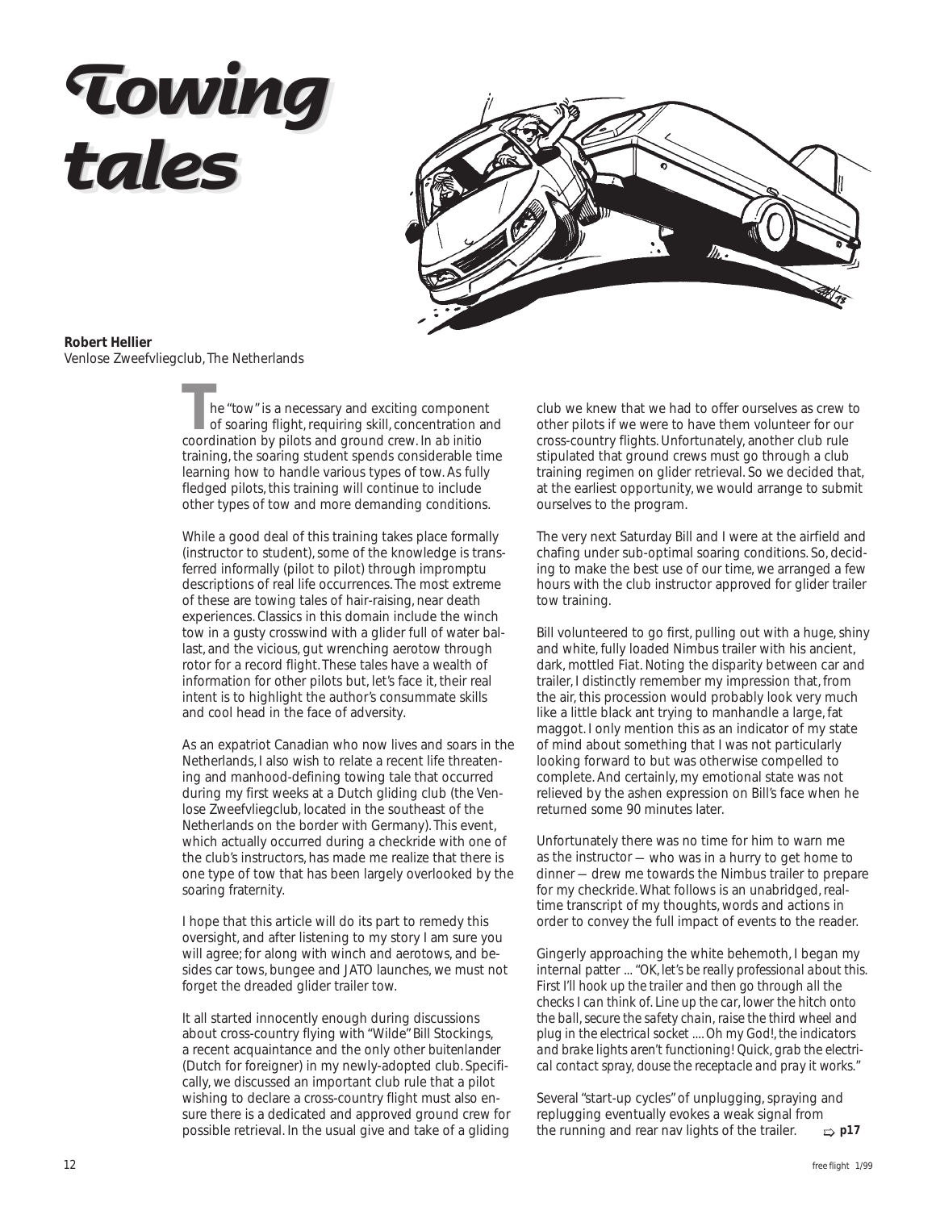# Towing tales

**Robert Hellier**
Venlose Zweefvliegclub, The Netherlands

The "tow" is a necessary and exciting component of soaring flight, requiring skill, concentration and coordination by pilots and ground crew. In ab initio training, the soaring student spends considerable time learning how to handle various types of tow. As fully fledged pilots, this training will continue to include other types of tow and more demanding conditions.

While a good deal of this training takes place formally (instructor to student), some of the knowledge is transferred informally (pilot to pilot) through impromptu descriptions of real life occurrences. The most extreme of these are towing tales of hair-raising, near death experiences. Classics in this domain include the winch tow in a gusty crosswind with a glider full of water ballast, and the vicious, gut wrenching aerotow through rotor for a record flight. These tales have a wealth of information for other pilots but, let's face it, their real intent is to highlight the author's consummate skills and cool head in the face of adversity.

As an expatriot Canadian who now lives and soars in the Netherlands, I also wish to relate a recent life threatening and manhood-defining towing tale that occurred during my first weeks at a Dutch gliding club (the Venlose Zweefvliegclub, located in the southeast of the Netherlands on the border with Germany). This event, which actually occurred during a checkride with one of the club's instructors, has made me realize that there is one type of tow that has been largely overlooked by the soaring fraternity.

I hope that this article will do its part to remedy this oversight, and after listening to my story I am sure you will agree; for along with winch and aerotows, and besides car tows, bungee and JATO launches, we must not forget the dreaded glider trailer tow.

It all started innocently enough during discussions about cross-country flying with "Wilde" Bill Stockings, a recent acquaintance and the only other *buitenlander* (Dutch for foreigner) in my newly-adopted club. Specifically, we discussed an important club rule that a pilot wishing to declare a cross-country flight must also ensure there is a dedicated and approved ground crew for possible retrieval. In the usual give and take of a gliding club we knew that we had to offer ourselves as crew to other pilots if we were to have them volunteer for our cross-country flights. Unfortunately, another club rule stipulated that ground crews must go through a club training regimen on glider retrieval. So we decided that, at the earliest opportunity, we would arrange to submit ourselves to the program.

The very next Saturday Bill and I were at the airfield and chafing under sub-optimal soaring conditions. So, deciding to make the best use of our time, we arranged a few hours with the club instructor approved for glider trailer tow training.

Bill volunteered to go first, pulling out with a huge, shiny and white, fully loaded Nimbus trailer with his ancient, dark, mottled Fiat. Noting the disparity between car and trailer, I distinctly remember my impression that, from the air, this procession would probably look very much like a little black ant trying to manhandle a large, fat maggot. I only mention this as an indicator of my state of mind about something that I was not particularly looking forward to but was otherwise compelled to complete. And certainly, my emotional state was not relieved by the ashen expression on Bill's face when he returned some 90 minutes later.

Unfortunately there was no time for him to warn me as the instructor — who was in a hurry to get home to dinner — drew me towards the Nimbus trailer to prepare for my checkride. What follows is an unabridged, real-time transcript of my thoughts, words and actions in order to convey the full impact of events to the reader.

Gingerly approaching the white behemoth, I began my internal patter ... "*OK, let's be really professional about this. First I'll hook up the trailer and then go through all the checks I can think of. Line up the car, lower the hitch onto the ball, secure the safety chain, raise the third wheel and plug in the electrical socket .... Oh my God!, the indicators and brake lights aren't functioning! Quick, grab the electrical contact spray, douse the receptacle and pray it works.*"

Several "start-up cycles" of unplugging, spraying and replugging eventually evokes a weak signal from the running and rear nav lights of the trailer. ⇨ **p17**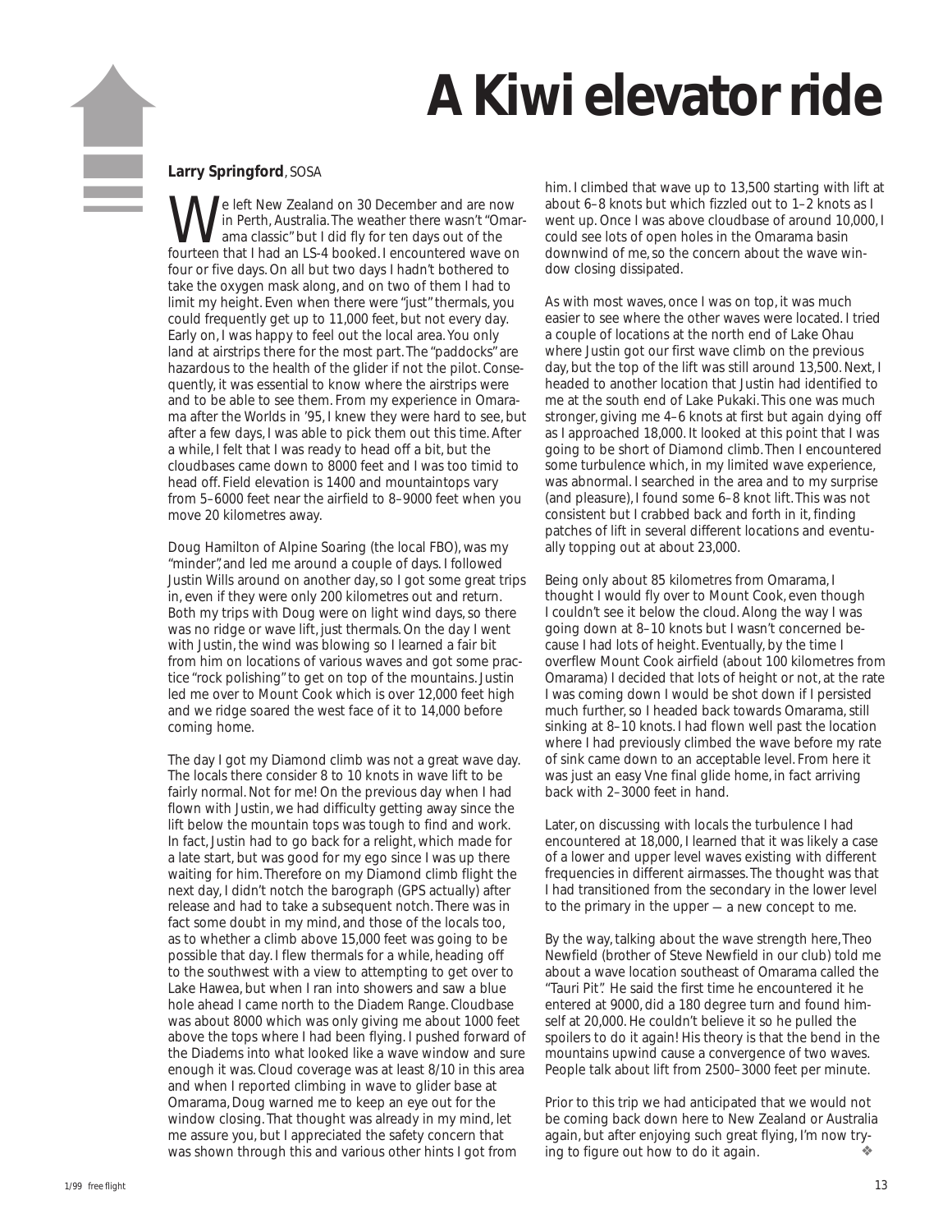# A Kiwi elevator ride

**Larry Springford**, SOSA

We left New Zealand on 30 December and are now in Perth, Australia. The weather there wasn't "Omarama classic" but I did fly for ten days out of the fourteen that I had an LS-4 booked. I encountered wave on four or five days. On all but two days I hadn't bothered to take the oxygen mask along, and on two of them I had to limit my height. Even when there were "just" thermals, you could frequently get up to 11,000 feet, but not every day. Early on, I was happy to feel out the local area. You only land at airstrips there for the most part. The "paddocks" are hazardous to the health of the glider if not the pilot. Consequently, it was essential to know where the airstrips were and to be able to see them. From my experience in Omarama after the Worlds in '95, I knew they were hard to see, but after a few days, I was able to pick them out this time. After a while, I felt that I was ready to head off a bit, but the cloudbases came down to 8000 feet and I was too timid to head off. Field elevation is 1400 and mountaintops vary from 5–6000 feet near the airfield to 8–9000 feet when you move 20 kilometres away.

Doug Hamilton of Alpine Soaring (the local FBO), was my "minder", and led me around a couple of days. I followed Justin Wills around on another day, so I got some great trips in, even if they were only 200 kilometres out and return. Both my trips with Doug were on light wind days, so there was no ridge or wave lift, just thermals. On the day I went with Justin, the wind was blowing so I learned a fair bit from him on locations of various waves and got some practice "rock polishing" to get on top of the mountains. Justin led me over to Mount Cook which is over 12,000 feet high and we ridge soared the west face of it to 14,000 before coming home.

The day I got my Diamond climb was not a great wave day. The locals there consider 8 to 10 knots in wave lift to be fairly normal. Not for me! On the previous day when I had flown with Justin, we had difficulty getting away since the lift below the mountain tops was tough to find and work. In fact, Justin had to go back for a relight, which made for a late start, but was good for my ego since I was up there waiting for him. Therefore on my Diamond climb flight the next day, I didn't notch the barograph (GPS actually) after release and had to take a subsequent notch. There was in fact some doubt in my mind, and those of the locals too, as to whether a climb above 15,000 feet was going to be possible that day. I flew thermals for a while, heading off to the southwest with a view to attempting to get over to Lake Hawea, but when I ran into showers and saw a blue hole ahead I came north to the Diadem Range. Cloudbase was about 8000 which was only giving me about 1000 feet above the tops where I had been flying. I pushed forward of the Diadems into what looked like a wave window and sure enough it was. Cloud coverage was at least 8/10 in this area and when I reported climbing in wave to glider base at Omarama, Doug warned me to keep an eye out for the window closing. That thought was already in my mind, let me assure you, but I appreciated the safety concern that was shown through this and various other hints I got from him. I climbed that wave up to 13,500 starting with lift at about 6–8 knots but which fizzled out to 1–2 knots as I went up. Once I was above cloudbase of around 10,000, I could see lots of open holes in the Omarama basin downwind of me, so the concern about the wave window closing dissipated.

As with most waves, once I was on top, it was much easier to see where the other waves were located. I tried a couple of locations at the north end of Lake Ohau where Justin got our first wave climb on the previous day, but the top of the lift was still around 13,500. Next, I headed to another location that Justin had identified to me at the south end of Lake Pukaki. This one was much stronger, giving me 4–6 knots at first but again dying off as I approached 18,000. It looked at this point that I was going to be short of Diamond climb. Then I encountered some turbulence which, in my limited wave experience, was abnormal. I searched in the area and to my surprise (and pleasure), I found some 6–8 knot lift. This was not consistent but I crabbed back and forth in it, finding patches of lift in several different locations and eventually topping out at about 23,000.

Being only about 85 kilometres from Omarama, I thought I would fly over to Mount Cook, even though I couldn't see it below the cloud. Along the way I was going down at 8–10 knots but I wasn't concerned because I had lots of height. Eventually, by the time I overflew Mount Cook airfield (about 100 kilometres from Omarama) I decided that lots of height or not, at the rate I was coming down I would be shot down if I persisted much further, so I headed back towards Omarama, still sinking at 8–10 knots. I had flown well past the location where I had previously climbed the wave before my rate of sink came down to an acceptable level. From here it was just an easy Vne final glide home, in fact arriving back with 2–3000 feet in hand.

Later, on discussing with locals the turbulence I had encountered at 18,000, I learned that it was likely a case of a lower and upper level waves existing with different frequencies in different airmasses. The thought was that I had transitioned from the secondary in the lower level to the primary in the upper — a new concept to me.

By the way, talking about the wave strength here, Theo Newfield (brother of Steve Newfield in our club) told me about a wave location southeast of Omarama called the "Tauri Pit". He said the first time he encountered it he entered at 9000, did a 180 degree turn and found himself at 20,000. He couldn't believe it so he pulled the spoilers to do it again! His theory is that the bend in the mountains upwind cause a convergence of two waves. People talk about lift from 2500–3000 feet per minute.

Prior to this trip we had anticipated that we would not be coming back down here to New Zealand or Australia again, but after enjoying such great flying, I'm now trying to figure out how to do it again. ❖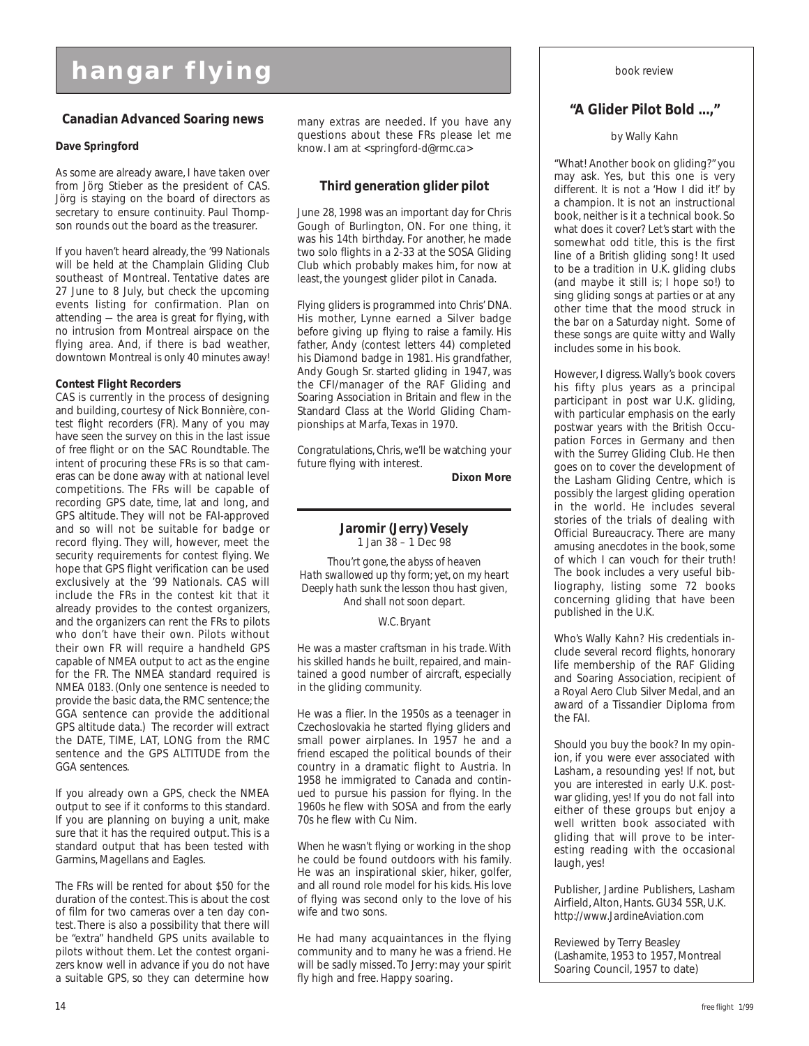# hangar flying

## Canadian Advanced Soaring news

**Dave Springford**

As some are already aware, I have taken over from Jörg Stieber as the president of CAS. Jörg is staying on the board of directors as secretary to ensure continuity. Paul Thompson rounds out the board as the treasurer.

If you haven't heard already, the '99 Nationals will be held at the Champlain Gliding Club southeast of Montreal. Tentative dates are 27 June to 8 July, but check the upcoming events listing for confirmation. Plan on attending — the area is great for flying, with no intrusion from Montreal airspace on the flying area. And, if there is bad weather, downtown Montreal is only 40 minutes away!

**Contest Flight Recorders**

CAS is currently in the process of designing and building, courtesy of Nick Bonnière, contest flight recorders (FR). Many of you may have seen the survey on this in the last issue of free flight or on the SAC Roundtable. The intent of procuring these FRs is so that cameras can be done away with at national level competitions. The FRs will be capable of recording GPS date, time, lat and long, and GPS altitude. They will not be FAI-approved and so will not be suitable for badge or record flying. They will, however, meet the security requirements for contest flying. We hope that GPS flight verification can be used exclusively at the '99 Nationals. CAS will include the FRs in the contest kit that it already provides to the contest organizers, and the organizers can rent the FRs to pilots who don't have their own. Pilots without their own FR will require a handheld GPS capable of NMEA output to act as the engine for the FR. The NMEA standard required is NMEA 0183. (Only one sentence is needed to provide the basic data, the RMC sentence; the GGA sentence can provide the additional GPS altitude data.) The recorder will extract the DATE, TIME, LAT, LONG from the RMC sentence and the GPS ALTITUDE from the GGA sentences.

If you already own a GPS, check the NMEA output to see if it conforms to this standard. If you are planning on buying a unit, make sure that it has the required output. This is a standard output that has been tested with Garmins, Magellans and Eagles.

The FRs will be rented for about $50 for the duration of the contest. This is about the cost of film for two cameras over a ten day contest. There is also a possibility that there will be "extra" handheld GPS units available to pilots without them. Let the contest organizers know well in advance if you do not have a suitable GPS, so they can determine how many extras are needed. If you have any questions about these FRs please let me know. I am at <springford-d@rmc.ca>

## Third generation glider pilot

June 28, 1998 was an important day for Chris Gough of Burlington, ON. For one thing, it was his 14th birthday. For another, he made two solo flights in a 2-33 at the SOSA Gliding Club which probably makes him, for now at least, the youngest glider pilot in Canada.

Flying gliders is programmed into Chris' DNA. His mother, Lynne earned a Silver badge before giving up flying to raise a family. His father, Andy (contest letters 44) completed his Diamond badge in 1981. His grandfather, Andy Gough Sr. started gliding in 1947, was the CFI/manager of the RAF Gliding and Soaring Association in Britain and flew in the Standard Class at the World Gliding Championships at Marfa, Texas in 1970.

Congratulations, Chris, we'll be watching your future flying with interest.

**Dixon More**

## Jaromir (Jerry) Vesely

1 Jan 38 – 1 Dec 98

*Thou'rt gone, the abyss of heaven*
*Hath swallowed up thy form; yet, on my heart*
*Deeply hath sunk the lesson thou hast given,*
*And shall not soon depart.*

*W.C. Bryant*

He was a master craftsman in his trade. With his skilled hands he built, repaired, and maintained a good number of aircraft, especially in the gliding community.

He was a flier. In the 1950s as a teenager in Czechoslovakia he started flying gliders and small power airplanes. In 1957 he and a friend escaped the political bounds of their country in a dramatic flight to Austria. In 1958 he immigrated to Canada and continued to pursue his passion for flying. In the 1960s he flew with SOSA and from the early 70s he flew with Cu Nim.

When he wasn't flying or working in the shop he could be found outdoors with his family. He was an inspirational skier, hiker, golfer, and all round role model for his kids. His love of flying was second only to the love of his wife and two sons.

He had many acquaintances in the flying community and to many he was a friend. He will be sadly missed. To Jerry: may your spirit fly high and free. Happy soaring.

*book review*

## "A Glider Pilot Bold ...,"

by Wally Kahn

"What! Another book on gliding?" you may ask. Yes, but this one is very different. It is not a 'How I did it!' by a champion. It is not an instructional book, neither is it a technical book. So what does it cover? Let's start with the somewhat odd title, this is the first line of a British gliding song! It used to be a tradition in U.K. gliding clubs (and maybe it still is; I hope so!) to sing gliding songs at parties or at any other time that the mood struck in the bar on a Saturday night. Some of these songs are quite witty and Wally includes some in his book.

However, I digress. Wally's book covers his fifty plus years as a principal participant in post war U.K. gliding, with particular emphasis on the early postwar years with the British Occupation Forces in Germany and then with the Surrey Gliding Club. He then goes on to cover the development of the Lasham Gliding Centre, which is possibly the largest gliding operation in the world. He includes several stories of the trials of dealing with Official Bureaucracy. There are many amusing anecdotes in the book, some of which I can vouch for their truth! The book includes a very useful bibliography, listing some 72 books concerning gliding that have been published in the U.K.

Who's Wally Kahn? His credentials include several record flights, honorary life membership of the RAF Gliding and Soaring Association, recipient of a Royal Aero Club Silver Medal, and an award of a Tissandier Diploma from the FAI.

Should you buy the book? In my opinion, if you were ever associated with Lasham, a resounding yes! If not, but you are interested in early U.K. postwar gliding, yes! If you do not fall into either of these groups but enjoy a well written book associated with gliding that will prove to be interesting reading with the occasional laugh, yes!

Publisher, Jardine Publishers, Lasham Airfield, Alton, Hants. GU34 5SR, U.K. http://www.JardineAviation.com

Reviewed by Terry Beasley
(Lashamite, 1953 to 1957, Montreal Soaring Council, 1957 to date)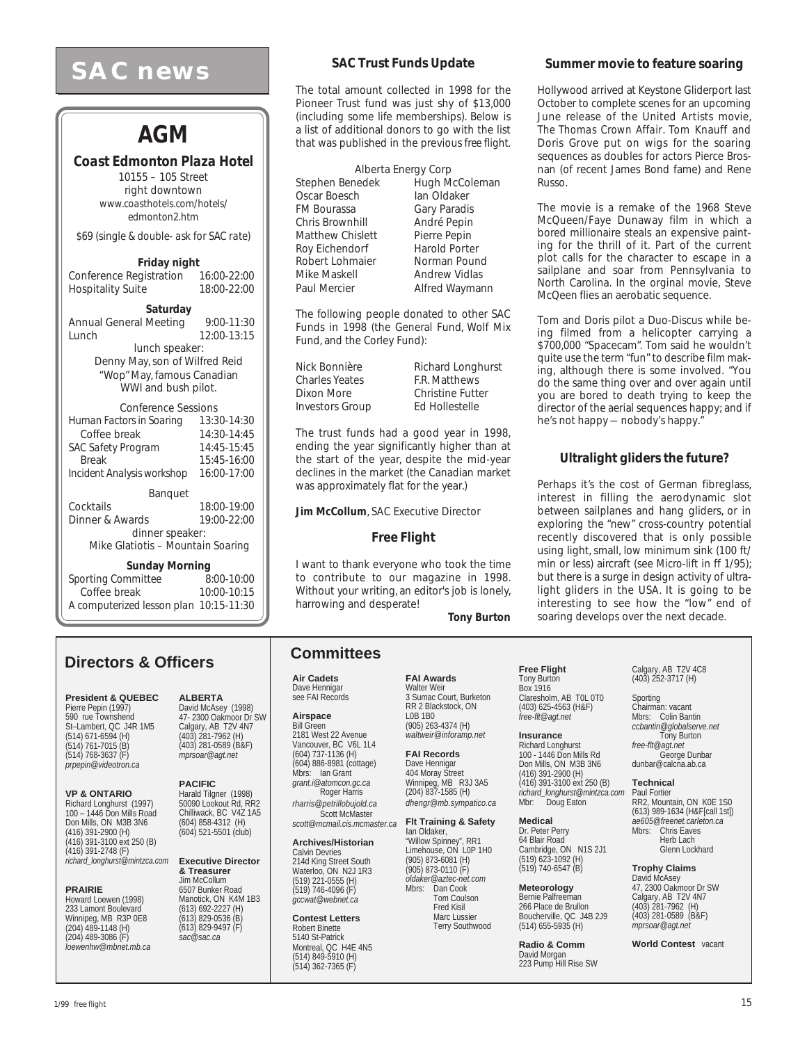# SAC news

## AGM

**Coast Edmonton Plaza Hotel**
10155 – 105 Street
right downtown
www.coasthotels.com/hotels/edmonton2.htm

$69 (single & double- ask for SAC rate)

**Friday night**

| | |
|---|---|
| Conference Registration | 16:00-22:00 |
| Hospitality Suite | 18:00-22:00 |

**Saturday**

| | |
|---|---|
| Annual General Meeting | 9:00-11:30 |
| Lunch | 12:00-13:15 |

lunch speaker:
Denny May, son of Wilfred Reid "Wop" May, famous Canadian WWI and bush pilot.

Conference Sessions

| | |
|---|---|
| Human Factors in Soaring | 13:30-14:30 |
| Coffee break | 14:30-14:45 |
| SAC Safety Program | 14:45-15:45 |
| Break | 15:45-16:00 |
| Incident Analysis workshop | 16:00-17:00 |

Banquet

| | |
|---|---|
| Cocktails | 18:00-19:00 |
| Dinner & Awards | 19:00-22:00 |

dinner speaker:
Mike Glatiotis – Mountain Soaring

**Sunday Morning**

| | |
|---|---|
| Sporting Committee | 8:00-10:00 |
| Coffee break | 10:00-10:15 |
| A computerized lesson plan | 10:15-11:30 |

### SAC Trust Funds Update

The total amount collected in 1998 for the Pioneer Trust fund was just shy of $13,000 (including some life memberships). Below is a list of additional donors to go with the list that was published in the previous free flight.

Alberta Energy Corp

| | |
|---|---|
| Stephen Benedek | Hugh McColeman |
| Oscar Boesch | Ian Oldaker |
| FM Bourassa | Gary Paradis |
| Chris Brownhill | André Pepin |
| Matthew Chislett | Pierre Pepin |
| Roy Eichendorf | Harold Porter |
| Robert Lohmaier | Norman Pound |
| Mike Maskell | Andrew Vidlas |
| Paul Mercier | Alfred Waymann |

The following people donated to other SAC Funds in 1998 (the General Fund, Wolf Mix Fund, and the Corley Fund):

| | |
|---|---|
| Nick Bonnière | Richard Longhurst |
| Charles Yeates | F.R. Matthews |
| Dixon More | Christine Futter |
| Investors Group | Ed Hollestelle |

The trust funds had a good year in 1998, ending the year significantly higher than at the start of the year, despite the mid-year declines in the market (the Canadian market was approximately flat for the year.)

**Jim McCollum**, SAC Executive Director

### Free Flight

I want to thank everyone who took the time to contribute to our magazine in 1998. Without your writing, an editor's job is lonely, harrowing and desperate!

**Tony Burton**

### Summer movie to feature soaring

Hollywood arrived at Keystone Gliderport last October to complete scenes for an upcoming June release of the United Artists movie, *The Thomas Crown Affair*. Tom Knauff and Doris Grove put on wigs for the soaring sequences as doubles for actors Pierce Brosnan (of recent James Bond fame) and Rene Russo.

The movie is a remake of the 1968 Steve McQueen/Faye Dunaway film in which a bored millionaire steals an expensive painting for the thrill of it. Part of the current plot calls for the character to escape in a sailplane and soar from Pennsylvania to North Carolina. In the orginal movie, Steve McQeen flies an aerobatic sequence.

Tom and Doris pilot a Duo-Discus while being filmed from a helicopter carrying a $700,000 "Spacecam". Tom said he wouldn't quite use the term "fun" to describe film making, although there is some involved. "You do the same thing over and over again until you are bored to death trying to keep the director of the aerial sequences happy; and if he's not happy — nobody's happy."

### Ultralight gliders the future?

Perhaps it's the cost of German fibreglass, interest in filling the aerodynamic slot between sailplanes and hang gliders, or in exploring the "new" cross-country potential recently discovered that is only possible using light, small, low minimum sink (100 ft/min or less) aircraft (see Micro-lift in ff 1/95); but there is a surge in design activity of ultralight gliders in the USA. It is going to be interesting to see how the "low" end of soaring develops over the next decade.

## Directors & Officers

**President & QUEBEC**
Pierre Pepin (1997)
590 rue Townshend
St–Lambert, QC J4R 1M5
(514) 671-6594 (H)
(514) 761-7015 (B)
(514) 768-3637 (F)
*prpepin@videotron.ca*

**VP & ONTARIO**
Richard Longhurst (1997)
100 – 1446 Don Mills Road
Don Mills, ON M3B 3N6
(416) 391-2900 (H)
(416) 391-3100 ext 250 (B)
(416) 391-2748 (F)
*richard_longhurst@mintzca.com*

**PRAIRIE**
Howard Loewen (1998)
233 Lamont Boulevard
Winnipeg, MB R3P 0E8
(204) 489-1148 (H)
(204) 489-3086 (F)
*loewenhw@mbnet.mb.ca*

**ALBERTA**
David McAsey (1998)
47- 2300 Oakmoor Dr SW
Calgary, AB T2V 4N7
(403) 281-7962 (H)
(403) 281-0589 (B&F)
*mprsoar@agt.net*

**PACIFIC**
Harald Tilgner (1998)
50090 Lookout Rd, RR2
Chilliwack, BC V4Z 1A5
(604) 858-4312 (H)
(604) 521-5501 (club)

**Executive Director & Treasurer**
Jim McCollum
6507 Bunker Road
Manotick, ON K4M 1B3
(613) 692-2227 (H)
(613) 829-0536 (B)
(613) 829-9497 (F)
*sac@sac.ca*

## Committees

**Air Cadets**
Dave Hennigar
see FAI Records

**Airspace**
Bill Green
2181 West 22 Avenue
Vancouver, BC V6L 1L4
(604) 737-1136 (H)
(604) 886-8981 (cottage)
Mbrs: Ian Grant
*grant.i@atomcon.gc.ca*
Roger Harris
*rharris@petrillobujold.ca*
Scott McMaster
*scott@mcmail.cis.mcmaster.ca*

**Archives/Historian**
Calvin Devries
214d King Street South
Waterloo, ON N2J 1R3
(519) 221-0555 (H)
(519) 746-4096 (F)
*gccwat@webnet.ca*

**Contest Letters**
Robert Binette
5140 St-Patrick
Montreal, QC H4E 4N5
(514) 849-5910 (H)
(514) 362-7365 (F)

**FAI Awards**
Walter Weir
3 Sumac Court, Burketon
RR 2 Blackstock, ON
L0B 1B0
(905) 263-4374 (H)
*waltweir@inforamp.net*

**FAI Records**
Dave Hennigar
404 Moray Street
Winnipeg, MB R3J 3A5
(204) 837-1585 (H)
*dhengr@mb.sympatico.ca*

**Flt Training & Safety**
Ian Oldaker,
"Willow Spinney", RR1
Limehouse, ON L0P 1H0
(905) 873-6081 (H)
(905) 873-0110 (F)
*oldaker@aztec-net.com*
Mbrs: Dan Cook
Tom Coulson
Fred Kisil
Marc Lussier
Terry Southwood

**Free Flight**
Tony Burton
Box 1916
Claresholm, AB T0L 0T0
(403) 625-4563 (H&F)
*free-flt@agt.net*

**Insurance**
Richard Longhurst
100 - 1446 Don Mills Rd
Don Mills, ON M3B 3N6
(416) 391-2900 (H)
(416) 391-3100 ext 250 (B)
*richard_longhurst@mintzca.com*
Mbr: Doug Eaton

**Medical**
Dr. Peter Perry
64 Blair Road
Cambridge, ON N1S 2J1
(519) 623-1092 (H)
(519) 740-6547 (B)

**Meteorology**
Bernie Palfreeman
266 Place de Brullon
Boucherville, QC J4B 2J9
(514) 655-5935 (H)

**Radio & Comm**
David Morgan
223 Pump Hill Rise SW
Calgary, AB T2V 4C8
(403) 252-3717 (H)

**Sporting**
Chairman: vacant
Mbrs: Colin Bantin
*ccbantin@globalserve.net*
Tony Burton
*free-flt@agt.net*
George Dunbar
dunbar@calcna.ab.ca

**Technical**
Paul Fortier
RR2, Mountain, ON K0E 1S0
(613) 989-1634 (H&F[call 1st])
*ae605@freenet.carleton.ca*
Mbrs: Chris Eaves
Herb Lach
Glenn Lockhard

**Trophy Claims**
David McAsey
47, 2300 Oakmoor Dr SW
Calgary, AB T2V 4N7
(403) 281-7962 (H)
(403) 281-0589 (B&F)
*mprsoar@agt.net*

**World Contest** vacant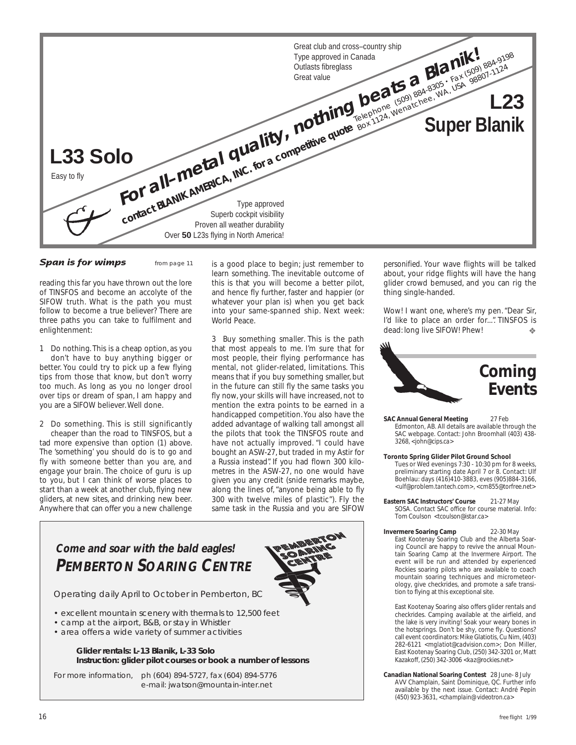Great club and cross–country ship
Type approved in Canada
Outlasts fibreglass
Great value

**For all–metal quality, nothing beats a Blanik!**

**contact BLANIK AMERICA, INC. for a competitive quote** Telephone (509) 884-8305 • Fax (509) 884-9198 Box 1124, Wenatchee, WA, USA 98807-1124

## L33 Solo

Easy to fly

## L23 Super Blanik

Type approved
Superb cockpit visibility
Proven all weather durability
Over **50** L23s flying in North America!

### *Span is for wimps* from page 11

reading this far you have thrown out the lore of TINSFOS and become an accolyte of the SIFOW truth. What is the path you must follow to become a true believer? There are three paths you can take to fulfilment and enlightenment:

1 Do nothing. This is a cheap option, as you don't have to buy anything bigger or better. You could try to pick up a few flying tips from those that know, but don't worry too much. As long as you no longer drool over tips or dream of span, I am happy and you are a SIFOW believer. Well done.

2 Do something. This is still significantly cheaper than the road to TINSFOS, but a tad more expensive than option (1) above. The 'something' you should do is to go and fly with someone better than you are, and engage your brain. The choice of guru is up to you, but I can think of worse places to start than a week at another club, flying new gliders, at new sites, and drinking new beer. Anywhere that can offer you a new challenge is a good place to begin; just remember to learn something. The inevitable outcome of this is that you will become a better pilot, and hence fly further, faster and happier (or whatever your plan is) when you get back into your same-spanned ship. Next week: World Peace.

3 Buy something smaller. This is the path that most appeals to me. I'm sure that for most people, their flying performance has mental, not glider-related, limitations. This means that if you buy something smaller, but in the future can still fly the same tasks you fly now, your skills will have increased, not to mention the extra points to be earned in a handicapped competition. You also have the added advantage of walking tall amongst all the pilots that took the TINSFOS route and have not actually improved. "I could have bought an ASW-27, but traded in my Astir for a Russia instead". If you had flown 300 kilometres in the ASW-27, no one would have given you any credit (snide remarks maybe, along the lines of, "anyone being able to fly 300 with twelve miles of plastic"). Fly the same task in the Russia and you are SIFOW personified. Your wave flights will be talked about, your ridge flights will have the hang glider crowd bemused, and you can rig the thing single-handed.

Wow! I want one, where's my pen. "Dear Sir, I'd like to place an order for...". TINSFOS is dead: long live SIFOW! Phew! ❖

---

**Come and soar with the bald eagles!**
## PEMBERTON SOARING CENTRE

Operating daily April to October in Pemberton, BC

- excellent mountain scenery with thermals to 12,500 feet
- camp at the airport, B&B, or stay in Whistler
- area offers a wide variety of summer activities

**Glider rentals: L-13 Blanik, L-33 Solo**
**Instruction: glider pilot courses or book a number of lessons**

For more information, ph (604) 894-5727, fax (604) 894-5776
e-mail: jwatson@mountain-inter.net

---

## Coming Events

**SAC Annual General Meeting** 27 Feb
Edmonton, AB. All details are available through the SAC webpage. Contact: John Broomhall (403) 438-3268, <john@cips.ca>

**Toronto Spring Glider Pilot Ground School**
Tues or Wed evenings 7:30 - 10:30 pm for 8 weeks, preliminary starting date April 7 or 8. Contact: Ulf Boehlau: days (416)410-3883, eves (905)884-3166, <ulf@problem.tantech.com>, <cm855@torfree.net>

**Eastern SAC Instructors' Course** 21-27 May
SOSA. Contact SAC office for course material. Info: Tom Coulson <tcoulson@istar.ca>

**Invermere Soaring Camp** 22-30 May
East Kootenay Soaring Club and the Alberta Soaring Council are happy to revive the annual Mountain Soaring Camp at the Invermere Airport. The event will be run and attended by experienced Rockies soaring pilots who are available to coach mountain soaring techniques and micrometeorology, give checkrides, and promote a safe transition to flying at this exceptional site.

East Kootenay Soaring also offers glider rentals and checkrides. Camping available at the airfield, and the lake is very inviting! Soak your weary bones in the hotsprings. Don't be shy, come fly. Questions? call event coordinators: Mike Glatiotis, Cu Nim, (403) 282-6121 <mglatiot@cadvision.com>; Don Miller, East Kootenay Soaring Club, (250) 342-3201 or, Matt Kazakoff, (250) 342-3006 <kaz@rockies.net>

**Canadian National Soaring Contest** 28 June- 8 July
AVV Champlain, Saint Dominique, QC. Further info available by the next issue. Contact: André Pepin (450) 923-3631, <champlain@videotron.ca>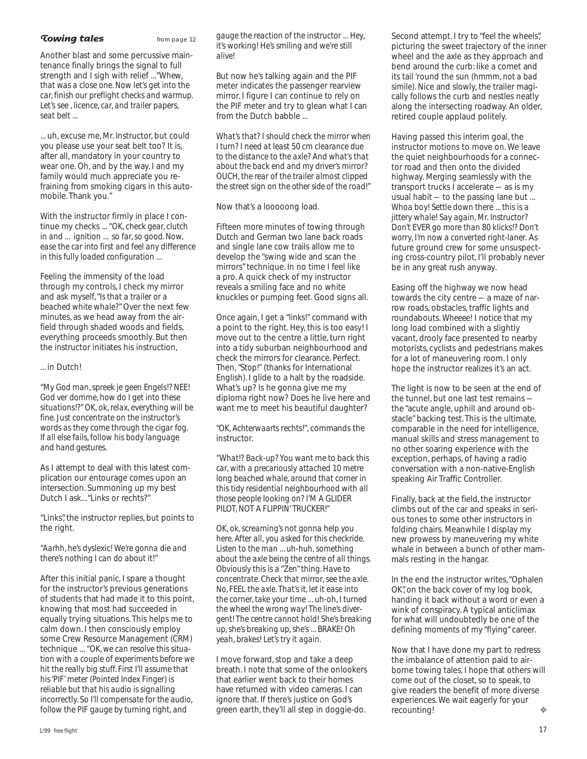## *Towing tales* from page 12

Another blast and some percussive maintenance finally brings the signal to full strength and I sigh with relief ..."*Whew, that was a close one. Now let's get into the car, finish our preflight checks and warmup. Let's see , licence, car, and trailer papers, seat belt ...*

*... uh, excuse me, Mr. Instructor, but could you please use your seat belt too? It is, after all, mandatory in your country to wear one. Oh, and by the way, I and my family would much appreciate you refraining from smoking cigars in this automobile. Thank you.*"

With the instructor firmly in place I continue my checks ... "*OK, check gear, clutch in and ... ignition ... so far, so good. Now, ease the car into first and feel any difference in this fully loaded configuration ...*

Feeling the immensity of the load through my controls, I check my mirror and ask myself, "*Is that a trailer or a beached white whale?*" Over the next few minutes, as we head away from the airfield through shaded woods and fields, everything proceeds smoothly. But then the instructor initiates his instruction,

... in Dutch!

"*My God man, spreek je geen Engels!? NEE! God ver domme, how do I get into these situations!?*" *OK, ok, relax, everything will be fine. Just concentrate on the instructor's words as they come through the cigar fog. If all else fails, follow his body language and hand gestures.*

As I attempt to deal with this latest complication our entourage comes upon an intersection. Summoning up my best Dutch I ask... "Links or rechts?"

"Links", the instructor replies, but points to the right.

"*Aarhh, he's dyslexic! We're gonna die and there's nothing I can do about it!*"

After this initial panic, I spare a thought for the instructor's previous generations of students that had made it to this point, knowing that most had succeeded in equally trying situations. This helps me to calm down. I then consciously employ some Crew Resource Management (CRM) technique ... "*OK, we can resolve this situation with a couple of experiments before we hit the really big stuff. First I'll assume that his 'PIF' meter (Pointed Index Finger) is reliable but that his audio is signalling incorrectly. So I'll compensate for the audio, follow the PIF gauge by turning right, and gauge the reaction of the instructor ... Hey, it's working! He's smiling and we're still alive!*

But now he's talking again and the PIF meter indicates the passenger rearview mirror. I figure I can continue to rely on the PIF meter and try to glean what I can from the Dutch babble ...

*What's that? I should check the mirror when I turn? I need at least 50 cm clearance due to the distance to the axle? And what's that about the back end and my driver's mirror? OUCH, the rear of the trailer almost clipped the street sign on the other side of the road!*"

Now that's a looooong load.

Fifteen more minutes of towing through Dutch and German two lane back roads and single lane cow trails allow me to develop the "swing wide and scan the mirrors" technique. In no time I feel like a pro. A quick check of my instructor reveals a smiling face and no white knuckles or pumping feet. Good signs all.

Once again, I get a "links!" command with a point to the right. Hey, this is too easy! I move out to the centre a little, turn right into a tidy suburban neighbourhood and check the mirrors for clearance. Perfect. Then, "Stop!" (thanks for International English). I glide to a halt by the roadside. *What's up? Is he gonna give me my diploma right now? Does he live here and want me to meet his beautiful daughter?*

"OK, *Achterwaarts rechts!*", commands the instructor.

"*What!? Back-up? You want me to back this car, with a precariously attached 10 metre long beached whale, around that corner in this tidy residential neighbourhood with all those people looking on? I'M A GLIDER PILOT, NOT A FLIPPIN' TRUCKER!*"

*OK, ok, screaming's not gonna help you here. After all, you asked for this checkride. Listen to the man ... uh-huh, something about the axle being the centre of all things. Obviously this is a "Zen" thing. Have to concentrate. Check that mirror, see the axle. No, FEEL the axle. That's it, let it ease into the corner, take your time ... uh-oh, I turned the wheel the wrong way! The line's divergent! The centre cannot hold! She's breaking up, she's breaking up, she's ... BRAKE! Oh yeah, brakes! Let's try it again.*

I move forward, stop and take a deep breath. I note that some of the onlookers that earlier went back to their homes have returned with video cameras. I can ignore that. If there's justice on God's green earth, they'll all step in doggie-do.

Second attempt. I try to "feel the wheels", picturing the sweet trajectory of the inner wheel and the axle as they approach and bend around the curb: like a comet and its tail 'round the sun (*hmmm, not a bad simile*). Nice and slowly, the trailer magically follows the curb and nestles neatly along the intersecting roadway. An older, retired couple applaud politely.

Having passed this interim goal, the instructor motions to move on. We leave the quiet neighbourhoods for a connector road and then onto the divided highway. Merging seamlessly with the transport trucks I accelerate — as is my usual habit — to the passing lane but ... *Whoa boy! Settle down there ... this is a jittery whale! Say again, Mr. Instructor? Don't EVER go more than 80 klicks!? Don't worry, I'm now a converted right-laner.* As future ground crew for some unsuspecting cross-country pilot, I'll probably never be in any great rush anyway.

Easing off the highway we now head towards the city centre — a maze of narrow roads, obstacles, traffic lights and roundabouts. Wheeee! I notice that my long load combined with a slightly vacant, drooly face presented to nearby motorists, cyclists and pedestrians makes for a lot of maneuvering room. I only hope the instructor realizes it's an act.

The light is now to be seen at the end of the tunnel, but one last test remains — the "acute angle, uphill and around obstacle" backing test. This is the ultimate, comparable in the need for intelligence, manual skills and stress management to no other soaring experience with the exception, perhaps, of having a radio conversation with a non-native-English speaking Air Traffic Controller.

Finally, back at the field, the instructor climbs out of the car and speaks in serious tones to some other instructors in folding chairs. Meanwhile I display my new prowess by maneuvering my white whale in between a bunch of other mammals resting in the hangar.

In the end the instructor writes, "Ophalen OK", on the back cover of my log book, handing it back without a word or even a wink of conspiracy. A typical anticlimax for what will undoubtedly be one of the defining moments of my "flying" career.

Now that I have done my part to redress the imbalance of attention paid to airborne towing tales, I hope that others will come out of the closet, so to speak, to give readers the benefit of more diverse experiences. We wait eagerly for your recounting! ❖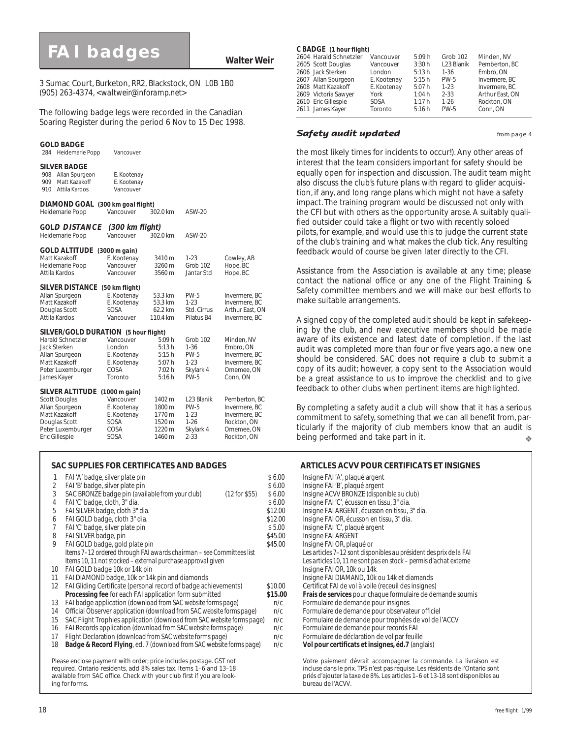# FAI badges

**Walter Weir**

3 Sumac Court, Burketon, RR2, Blackstock, ON L0B 1B0
(905) 263-4374, <waltweir@inforamp.net>

The following badge legs were recorded in the Canadian Soaring Register during the period 6 Nov to 15 Dec 1998.

**GOLD BADGE**

| | | |
|---|---|---|
| 284 | Heidemarie Popp | Vancouver |

**SILVER BADGE**

| | | |
|---|---|---|
| 908 | Allan Spurgeon | E. Kootenay |
| 909 | Matt Kazakoff | E. Kootenay |
| 910 | Attila Kardos | Vancouver |

**DIAMOND GOAL (300 km goal flight)**

| | | | |
|---|---|---|---|
| Heidemarie Popp | Vancouver | 302.0 km | ASW-20 |

**GOLD DISTANCE (300 km flight)**

| | | | |
|---|---|---|---|
| Heidemarie Popp | Vancouver | 302.0 km | ASW-20 |

**GOLD ALTITUDE (3000 m gain)**

| | | | | |
|---|---|---|---|---|
| Matt Kazakoff | E. Kootenay | 3410 m | 1-23 | Cowley, AB |
| Heidemarie Popp | Vancouver | 3260 m | Grob 102 | Hope, BC |
| Attila Kardos | Vancouver | 3560 m | Jantar Std | Hope, BC |

**SILVER DISTANCE (50 km flight)**

| | | | | |
|---|---|---|---|---|
| Allan Spurgeon | E. Kootenay | 53.3 km | PW-5 | Invermere, BC |
| Matt Kazakoff | E. Kootenay | 53.3 km | 1-23 | Invermere, BC |
| Douglas Scott | SOSA | 62.2 km | Std. Cirrus | Arthur East, ON |
| Attila Kardos | Vancouver | 110.4 km | Pilatus B4 | Invermere, BC |

**SILVER/GOLD DURATION (5 hour flight)**

| | | | | |
|---|---|---|---|---|
| Harald Schnetzler | Vancouver | 5:09 h | Grob 102 | Minden, NV |
| Jack Sterken | London | 5:13 h | 1-36 | Embro, ON |
| Allan Spurgeon | E. Kootenay | 5:15 h | PW-5 | Invermere, BC |
| Matt Kazakoff | E. Kootenay | 5:07 h | 1-23 | Invermere, BC |
| Peter Luxemburger | COSA | 7:02 h | Skylark 4 | Omemee, ON |
| James Kayer | Toronto | 5:16 h | PW-5 | Conn, ON |

**SILVER ALTITUDE (1000 m gain)**

| | | | | |
|---|---|---|---|---|
| Scott Douglas | Vancouver | 1402 m | L23 Blanik | Pemberton, BC |
| Allan Spurgeon | E. Kootenay | 1800 m | PW-5 | Invermere, BC |
| Matt Kazakoff | E. Kootenay | 1770 m | 1-23 | Invermere, BC |
| Douglas Scott | SOSA | 1520 m | 1-26 | Rockton, ON |
| Peter Luxemburger | COSA | 1220 m | Skylark 4 | Omemee, ON |
| Eric Gillespie | SOSA | 1460 m | 2-33 | Rockton, ON |

**C BADGE (1 hour flight)**

| | | | | | |
|---|---|---|---|---|---|
| 2604 | Harald Schnetzler | Vancouver | 5:09 h | Grob 102 | Minden, NV |
| 2605 | Scott Douglas | Vancouver | 3:30 h | L23 Blanik | Pemberton, BC |
| 2606 | Jack Sterken | London | 5:13 h | 1-36 | Embro, ON |
| 2607 | Allan Spurgeon | E. Kootenay | 5:15 h | PW-5 | Invermere, BC |
| 2608 | Matt Kazakoff | E. Kootenay | 5:07 h | 1-23 | Invermere, BC |
| 2609 | Victoria Sawyer | York | 1:04 h | 2-33 | Arthur East, ON |
| 2610 | Eric Gillespie | SOSA | 1:17 h | 1-26 | Rockton, ON |
| 2611 | James Kayer | Toronto | 5:16 h | PW-5 | Conn, ON |

## Safety audit updated

from page 4

the most likely times for incidents to occur!). Any other areas of interest that the team considers important for safety should be equally open for inspection and discussion. The audit team might also discuss the club's future plans with regard to glider acquisition, if any, and long range plans which might not have a safety impact. The training program would be discussed not only with the CFI but with others as the opportunity arose. A suitably qualified outsider could take a flight or two with recently soloed pilots, for example, and would use this to judge the current state of the club's training and what makes the club tick. Any resulting feedback would of course be given later directly to the CFI.

Assistance from the Association is available at any time; please contact the national office or any one of the Flight Training & Safety committee members and we will make our best efforts to make suitable arrangements.

A signed copy of the completed audit should be kept in safekeeping by the club, and new executive members should be made aware of its existence and latest date of completion. If the last audit was completed more than four or five years ago, a new one should be considered. SAC does not require a club to submit a copy of its audit; however, a copy sent to the Association would be a great assistance to us to improve the checklist and to give feedback to other clubs when pertinent items are highlighted.

By completing a safety audit a club will show that it has a serious commitment to safety, something that we can all benefit from, particularly if the majority of club members know that an audit is being performed and take part in it. ❖

## SAC SUPPLIES FOR CERTIFICATES AND BADGES / ARTICLES ACVV POUR CERTIFICATS ET INSIGNES

| # | Item | | Price | Article |
|---|---|---|---|---|
| 1 | FAI 'A' badge, silver plate pin | | $ 6.00 | Insigne FAI 'A', plaqué argent |
| 2 | FAI 'B' badge, silver plate pin | | $ 6.00 | Insigne FAI 'B', plaqué argent |
| 3 | SAC BRONZE badge pin (available from your club) | (12 for $55) | $ 6.00 | Insigne ACVV BRONZE (disponible au club) |
| 4 | FAI 'C' badge, cloth, 3" dia. | | $ 6.00 | Insigne FAI 'C', écusson en tissu, 3" dia. |
| 5 | FAI SILVER badge, cloth 3" dia. | | $12.00 | Insigne FAI ARGENT, écusson en tissu, 3" dia. |
| 6 | FAI GOLD badge, cloth 3" dia. | | $12.00 | Insigne FAI OR, écusson en tissu, 3" dia. |
| 7 | FAI 'C' badge, silver plate pin | | $ 5.00 | Insigne FAI 'C', plaqué argent |
| 8 | FAI SILVER badge, pin | | $45.00 | Insigne FAI ARGENT |
| 9 | FAI GOLD badge, gold plate pin | | $45.00 | Insigne FAI OR, plaqué or |
| | *Items 7–12 ordered through FAI awards chairman – see Committees list* | | | *Les articles 7–12 sont disponibles au président des prix de la FAI* |
| | *Items 10, 11 not stocked – external purchase approval given* | | | *Les articles 10, 11 ne sont pas en stock – permis d'achat externe* |
| 10 | FAI GOLD badge 10k or 14k pin | | | Insigne FAI OR, 10k ou 14k |
| 11 | FAI DIAMOND badge, 10k or 14k pin and diamonds | | | Insigne FAI DIAMAND, 10k ou 14k et diamands |
| 12 | FAI Gliding Certificate (personal record of badge achievements) | | $10.00 | Certificat FAI de vol à voile (receuil des insignes) |
| | **Processing fee** for each FAI application form submitted | | **$15.00** | **Frais de services** pour chaque formulaire de demande soumis |
| 13 | FAI badge application (download from SAC website forms page) | | n/c | Formulaire de demande pour insignes |
| 14 | Official Observer application (download from SAC website forms page) | | n/c | Formulaire de demande pour observateur officiel |
| 15 | SAC Flight Trophies application (download from SAC website forms page) | | n/c | Formulaire de demande pour trophées de vol de l'ACCV |
| 16 | FAI Records application (download from SAC website forms page) | | n/c | Formulaire de demande pour records FAI |
| 17 | Flight Declaration (download from SAC website forms page) | | n/c | Formulaire de déclaration de vol par feuille |
| 18 | **Badge & Record Flying**, ed. 7 (download from SAC website forms page) | | n/c | **Vol pour certificats et insignes, éd.7** (anglais) |

Please enclose payment with order; price includes postage. GST not required. Ontario residents, add 8% sales tax. Items 1–6 and 13–18 available from SAC office. Check with your club first if you are looking for forms.

Votre paiement dévrait accompagner la commande. La livraison est incluse dans le prix. TPS n'est pas requise. Les résidents de l'Ontario sont priés d'ajouter la taxe de 8%. Les articles 1–6 et 13-18 sont disponibles au bureau de l'ACVV.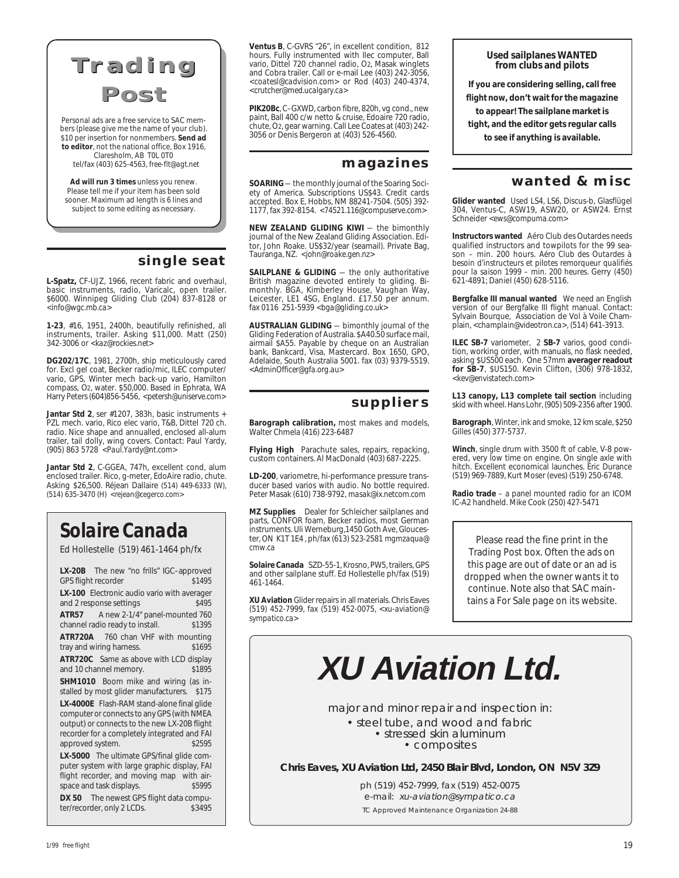# Trading Post

Personal ads are a free service to SAC members (please give me the name of your club). $10 per insertion for nonmembers. **Send ad to editor**, not the national office, Box 1916, Claresholm, AB T0L 0T0 tel/fax (403) 625-4563, free-flt@agt.net

**Ad will run 3 times** unless you renew. Please tell me if your item has been sold sooner. Maximum ad length is 6 lines and subject to some editing as necessary.

## single seat

**L-Spatz,** CF-UJZ, 1966, recent fabric and overhaul, basic instruments, radio, Varicalc, open trailer. $6000. Winnipeg Gliding Club (204) 837-8128 or <info@wgc.mb.ca>

**1-23**, #16, 1951, 2400h, beautifully refinished, all instruments, trailer. Asking $11,000. Matt (250) 342-3006 or <kaz@rockies.net>

**DG202/17C**, 1981, 2700h, ship meticulously cared for. Excl gel coat, Becker radio/mic, ILEC computer/vario, GPS, Winter mech back-up vario, Hamilton compass, O2, water. $50,000. Based in Ephrata, WA Harry Peters (604)856-5456, <petersh@uniserve.com>

**Jantar Std 2**, ser #1207, 383h, basic instruments + PZL mech. vario, Rico elec vario, T&B, Dittel 720 ch. radio. Nice shape and annualled, enclosed all-alum trailer, tail dolly, wing covers. Contact: Paul Yardy, (905) 863 5728 <Paul.Yardy@nt.com>

**Jantar Std 2**, C-GGEA, 747h, excellent cond, alum enclosed trailer. Rico, g-meter, EdoAire radio, chute. Asking $26,500. Réjean Dallaire (514) 449-6333 (W), (514) 635-3470 (H) <rejean@cegerco.com>

**Ventus B**, C-GVRS "26", in excellent condition, 812 hours. Fully instrumented with Ilec computer, Ball vario, Dittel 720 channel radio, O2, Masak winglets and Cobra trailer. Call or e-mail Lee (403) 242-3056, <coatesl@cadvision.com> or Rod (403) 240-4374, <crutcher@med.ucalgary.ca>

**PIK20Bc**, C–GXWD, carbon fibre, 820h, vg cond., new paint, Ball 400 c/w netto & cruise, Edoaire 720 radio, chute, O2, gear warning. Call Lee Coates at (403) 242-3056 or Denis Bergeron at (403) 526-4560.

## Solaire Canada

Ed Hollestelle (519) 461-1464 ph/fx

**LX-20B** The new "no frills" IGC–approved GPS flight recorder $1495

**LX-100** Electronic audio vario with averager and 2 response settings $495

**ATR57** A new 2-1/4" panel-mounted 760 channel radio ready to install. $1395

**ATR720A** 760 chan VHF with mounting tray and wiring harness. $1695

**ATR720C** Same as above with LCD display and 10 channel memory. $1895

**SHM1010** Boom mike and wiring (as installed by most glider manufacturers. $175

**LX-4000E** Flash-RAM stand-alone final glide computer or connects to any GPS (with NMEA output) or connects to the new LX-20B flight recorder for a completely integrated and FAI approved system. $2595

**LX-5000** The ultimate GPS/final glide computer system with large graphic display, FAI flight recorder, and moving map with airspace and task displays. $5995

**DX 50** The newest GPS flight data computer/recorder, only 2 LCDs. $3495

## magazines

**SOARING** — the monthly journal of the Soaring Society of America. Subscriptions US$43. Credit cards accepted. Box E, Hobbs, NM 88241-7504. (505) 392-1177, fax 392-8154. <74521.116@compuserve.com>

**NEW ZEALAND GLIDING KIWI** — the bimonthly journal of the New Zealand Gliding Association. Editor, John Roake. US$32/year (seamail). Private Bag, Tauranga, NZ. <john@roake.gen.nz>

**SAILPLANE & GLIDING** — the only authoritative British magazine devoted entirely to gliding. Bimonthly. BGA, Kimberley House, Vaughan Way, Leicester, LE1 4SG, England. £17.50 per annum. fax 0116 251-5939 <bga@gliding.co.uk>

**AUSTRALIAN GLIDING** — bimonthly journal of the Gliding Federation of Australia. $A40.50 surface mail, airmail $A55. Payable by cheque on an Australian bank, Bankcard, Visa, Mastercard. Box 1650, GPO, Adelaide, South Australia 5001. fax (03) 9379-5519. <AdminOfficer@gfa.org.au>

## suppliers

**Barograph calibration,** most makes and models, Walter Chmela (416) 223-6487

**Flying High** Parachute sales, repairs, repacking, custom containers. Al MacDonald (403) 687-2225.

**LD-200**, variometre, hi-performance pressure transducer based varios with audio. No bottle required. Peter Masak (610) 738-9792, masak@ix.netcom.com

**MZ Supplies** Dealer for Schleicher sailplanes and parts, CONFOR foam, Becker radios, most German instruments. Uli Werneburg,1450 Goth Ave, Gloucester, ON K1T 1E4 , ph/fax (613) 523-2581 mgmzaqua@cmw.ca

**Solaire Canada** SZD-55-1, Krosno, PW5, trailers, GPS and other sailplane stuff. Ed Hollestelle ph/fax (519) 461-1464.

**XU Aviation** Glider repairs in all materials. Chris Eaves (519) 452-7999, fax (519) 452-0075, <xu-aviation@sympatico.ca>

**Used sailplanes WANTED from clubs and pilots**

**If you are considering selling, call free flight now, don't wait for the magazine to appear! The sailplane market is tight, and the editor gets regular calls to see if anything is available.**

## wanted & misc

**Glider wanted** Used LS4, LS6, Discus-b, Glasflügel 304, Ventus-C, ASW19, ASW20, or ASW24. Ernst Schneider <ews@compuma.com>

**Instructors wanted** Aéro Club des Outardes needs qualified instructors and towpilots for the 99 season – min. 200 hours. Aéro Club des Outardes à besoin d'instructeurs et pilotes remorqueur qualifiés pour la saison 1999 – min. 200 heures. Gerry (450) 621-4891; Daniel (450) 628-5116.

**Bergfalke III manual wanted** We need an English version of our Bergfalke III flight manual. Contact: Sylvain Bourque, Association de Vol à Voile Champlain, <champlain@videotron.ca>, (514) 641-3913.

**ILEC SB-7** variometer, 2 **SB-7** varios, good condition, working order, with manuals, no flask needed, asking $US500 each. One 57mm **averager readout for SB-7**, $US150. Kevin Clifton, (306) 978-1832, <kev@envistatech.com>

**L13 canopy, L13 complete tail section** including skid with wheel. Hans Lohr, (905) 509-2356 after 1900.

**Barograph**, Winter, ink and smoke, 12 km scale, $250 Gilles (450) 377-5737.

**Winch**, single drum with 3500 ft of cable, V-8 powered, very low time on engine. On single axle with hitch. Excellent economical launches. Eric Durance (519) 969-7889, Kurt Moser (eves) (519) 250-6748.

**Radio trade** – a panel mounted radio for an ICOM IC-A2 handheld. Mike Cook (250) 427-5471

*Please read the fine print in the Trading Post box. Often the ads on this page are out of date or an ad is dropped when the owner wants it to continue. Note also that SAC maintains a For Sale page on its website.*

## XU Aviation Ltd.

major and minor repair and inspection in:

- steel tube, and wood and fabric
- stressed skin aluminum
- composites

**Chris Eaves, XU Aviation Ltd, 2450 Blair Blvd, London, ON N5V 3Z9**

ph (519) 452-7999, fax (519) 452-0075
e-mail: *xu-aviation@sympatico.ca*

TC Approved Maintenance Organization 24-88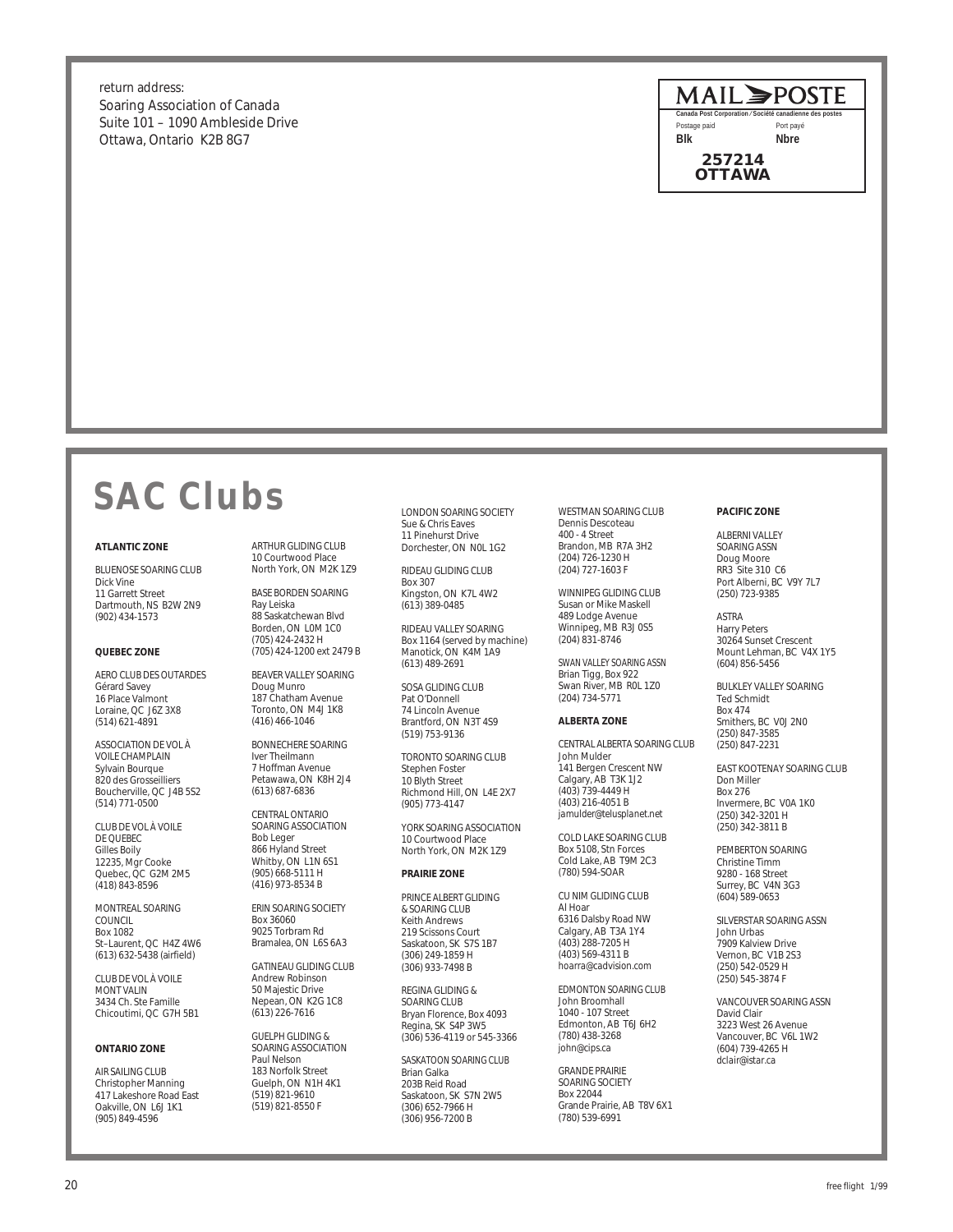return address:
Soaring Association of Canada
Suite 101 – 1090 Ambleside Drive
Ottawa, Ontario K2B 8G7

MAIL POSTE
Canada Post Corporation / Société canadienne des postes
Postage paid Port payé
Blk Nbre
257214
OTTAWA

# SAC Clubs

### ATLANTIC ZONE

BLUENOSE SOARING CLUB
Dick Vine
11 Garrett Street
Dartmouth, NS B2W 2N9
(902) 434-1573

### QUEBEC ZONE

AERO CLUB DES OUTARDES
Gérard Savey
16 Place Valmont
Loraine, QC J6Z 3X8
(514) 621-4891

ASSOCIATION DE VOL À VOILE CHAMPLAIN
Sylvain Bourque
820 des Grosseilliers
Boucherville, QC J4B 5S2
(514) 771-0500

CLUB DE VOL À VOILE DE QUEBEC
Gilles Boily
12235, Mgr Cooke
Quebec, QC G2M 2M5
(418) 843-8596

MONTREAL SOARING COUNCIL
Box 1082
St–Laurent, QC H4Z 4W6
(613) 632-5438 (airfield)

CLUB DE VOL À VOILE MONT VALIN
3434 Ch. Ste Famille
Chicoutimi, QC G7H 5B1

### ONTARIO ZONE

AIR SAILING CLUB
Christopher Manning
417 Lakeshore Road East
Oakville, ON L6J 1K1
(905) 849-4596

ARTHUR GLIDING CLUB
10 Courtwood Place
North York, ON M2K 1Z9

BASE BORDEN SOARING
Ray Leiska
88 Saskatchewan Blvd
Borden, ON L0M 1C0
(705) 424-2432 H
(705) 424-1200 ext 2479 B

BEAVER VALLEY SOARING
Doug Munro
187 Chatham Avenue
Toronto, ON M4J 1K8
(416) 466-1046

BONNECHERE SOARING
Iver Theilmann
7 Hoffman Avenue
Petawawa, ON K8H 2J4
(613) 687-6836

CENTRAL ONTARIO SOARING ASSOCIATION
Bob Leger
866 Hyland Street
Whitby, ON L1N 6S1
(905) 668-5111 H
(416) 973-8534 B

ERIN SOARING SOCIETY
Box 36060
9025 Torbram Rd
Bramalea, ON L6S 6A3

GATINEAU GLIDING CLUB
Andrew Robinson
50 Majestic Drive
Nepean, ON K2G 1C8
(613) 226-7616

GUELPH GLIDING & SOARING ASSOCIATION
Paul Nelson
183 Norfolk Street
Guelph, ON N1H 4K1
(519) 821-9610
(519) 821-8550 F

LONDON SOARING SOCIETY
Sue & Chris Eaves
11 Pinehurst Drive
Dorchester, ON N0L 1G2

RIDEAU GLIDING CLUB
Box 307
Kingston, ON K7L 4W2
(613) 389-0485

RIDEAU VALLEY SOARING
Box 1164 (served by machine)
Manotick, ON K4M 1A9
(613) 489-2691

SOSA GLIDING CLUB
Pat O'Donnell
74 Lincoln Avenue
Brantford, ON N3T 4S9
(519) 753-9136

TORONTO SOARING CLUB
Stephen Foster
10 Blyth Street
Richmond Hill, ON L4E 2X7
(905) 773-4147

YORK SOARING ASSOCIATION
10 Courtwood Place
North York, ON M2K 1Z9

### PRAIRIE ZONE

PRINCE ALBERT GLIDING & SOARING CLUB
Keith Andrews
219 Scissons Court
Saskatoon, SK S7S 1B7
(306) 249-1859 H
(306) 933-7498 B

REGINA GLIDING & SOARING CLUB
Bryan Florence, Box 4093
Regina, SK S4P 3W5
(306) 536-4119 or 545-3366

SASKATOON SOARING CLUB
Brian Galka
203B Reid Road
Saskatoon, SK S7N 2W5
(306) 652-7966 H
(306) 956-7200 B

WESTMAN SOARING CLUB
Dennis Descoteau
400 - 4 Street
Brandon, MB R7A 3H2
(204) 726-1230 H
(204) 727-1603 F

WINNIPEG GLIDING CLUB
Susan or Mike Maskell
489 Lodge Avenue
Winnipeg, MB R3J 0S5
(204) 831-8746

SWAN VALLEY SOARING ASSN
Brian Tigg, Box 922
Swan River, MB R0L 1Z0
(204) 734-5771

### ALBERTA ZONE

CENTRAL ALBERTA SOARING CLUB
John Mulder
141 Bergen Crescent NW
Calgary, AB T3K 1J2
(403) 739-4449 H
(403) 216-4051 B
jamulder@telusplanet.net

COLD LAKE SOARING CLUB
Box 5108, Stn Forces
Cold Lake, AB T9M 2C3
(780) 594-SOAR

CU NIM GLIDING CLUB
Al Hoar
6316 Dalsby Road NW
Calgary, AB T3A 1Y4
(403) 288-7205 H
(403) 569-4311 B
hoarra@cadvision.com

EDMONTON SOARING CLUB
John Broomhall
1040 - 107 Street
Edmonton, AB T6J 6H2
(780) 438-3268
john@cips.ca

GRANDE PRAIRIE SOARING SOCIETY
Box 22044
Grande Prairie, AB T8V 6X1
(780) 539-6991

### PACIFIC ZONE

ALBERNI VALLEY SOARING ASSN
Doug Moore
RR3 Site 310 C6
Port Alberni, BC V9Y 7L7
(250) 723-9385

ASTRA
Harry Peters
30264 Sunset Crescent
Mount Lehman, BC V4X 1Y5
(604) 856-5456

BULKLEY VALLEY SOARING
Ted Schmidt
Box 474
Smithers, BC V0J 2N0
(250) 847-3585
(250) 847-2231

EAST KOOTENAY SOARING CLUB
Don Miller
Box 276
Invermere, BC V0A 1K0
(250) 342-3201 H
(250) 342-3811 B

PEMBERTON SOARING
Christine Timm
9280 - 168 Street
Surrey, BC V4N 3G3
(604) 589-0653

SILVERSTAR SOARING ASSN
John Urbas
7909 Kalview Drive
Vernon, BC V1B 2S3
(250) 542-0529 H
(250) 545-3874 F

VANCOUVER SOARING ASSN
David Clair
3223 West 26 Avenue
Vancouver, BC V6L 1W2
(604) 739-4265 H
dclair@istar.ca